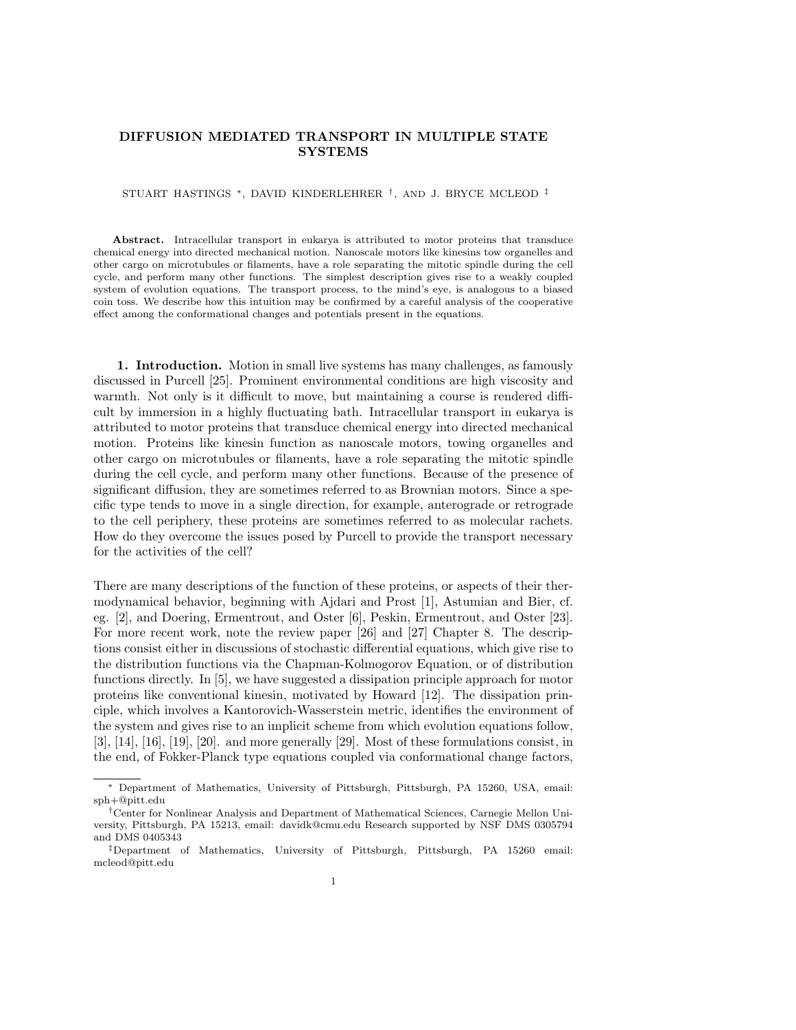# DIFFUSION MEDIATED TRANSPORT IN MULTIPLE STATE SYSTEMS

STUART HASTINGS *, DAVID KINDERLEHRER †, AND J. BRYCE MCLEOD ‡

**Abstract.** Intracellular transport in eukarya is attributed to motor proteins that transduce chemical energy into directed mechanical motion. Nanoscale motors like kinesins tow organelles and other cargo on microtubules or filaments, have a role separating the mitotic spindle during the cell cycle, and perform many other functions. The simplest description gives rise to a weakly coupled system of evolution equations. The transport process, to the mind's eye, is analogous to a biased coin toss. We describe how this intuition may be confirmed by a careful analysis of the cooperative effect among the conformational changes and potentials present in the equations.

**1. Introduction.** Motion in small live systems has many challenges, as famously discussed in Purcell [25]. Prominent environmental conditions are high viscosity and warmth. Not only is it difficult to move, but maintaining a course is rendered difficult by immersion in a highly fluctuating bath. Intracellular transport in eukarya is attributed to motor proteins that transduce chemical energy into directed mechanical motion. Proteins like kinesin function as nanoscale motors, towing organelles and other cargo on microtubules or filaments, have a role separating the mitotic spindle during the cell cycle, and perform many other functions. Because of the presence of significant diffusion, they are sometimes referred to as Brownian motors. Since a specific type tends to move in a single direction, for example, anterograde or retrograde to the cell periphery, these proteins are sometimes referred to as molecular rachets. How do they overcome the issues posed by Purcell to provide the transport necessary for the activities of the cell?

There are many descriptions of the function of these proteins, or aspects of their thermodynamical behavior, beginning with Ajdari and Prost [1], Astumian and Bier, cf. eg. [2], and Doering, Ermentrout, and Oster [6], Peskin, Ermentrout, and Oster [23]. For more recent work, note the review paper [26] and [27] Chapter 8. The descriptions consist either in discussions of stochastic differential equations, which give rise to the distribution functions via the Chapman-Kolmogorov Equation, or of distribution functions directly. In [5], we have suggested a dissipation principle approach for motor proteins like conventional kinesin, motivated by Howard [12]. The dissipation principle, which involves a Kantorovich-Wasserstein metric, identifies the environment of the system and gives rise to an implicit scheme from which evolution equations follow, [3], [14], [16], [19], [20]. and more generally [29]. Most of these formulations consist, in the end, of Fokker-Planck type equations coupled via conformational change factors,

* Department of Mathematics, University of Pittsburgh, Pittsburgh, PA 15260, USA, email: sph+@pitt.edu

† Center for Nonlinear Analysis and Department of Mathematical Sciences, Carnegie Mellon University, Pittsburgh, PA 15213, email: davidk@cmu.edu Research supported by NSF DMS 0305794 and DMS 0405343

‡ Department of Mathematics, University of Pittsburgh, Pittsburgh, PA 15260 email: mcleod@pitt.edu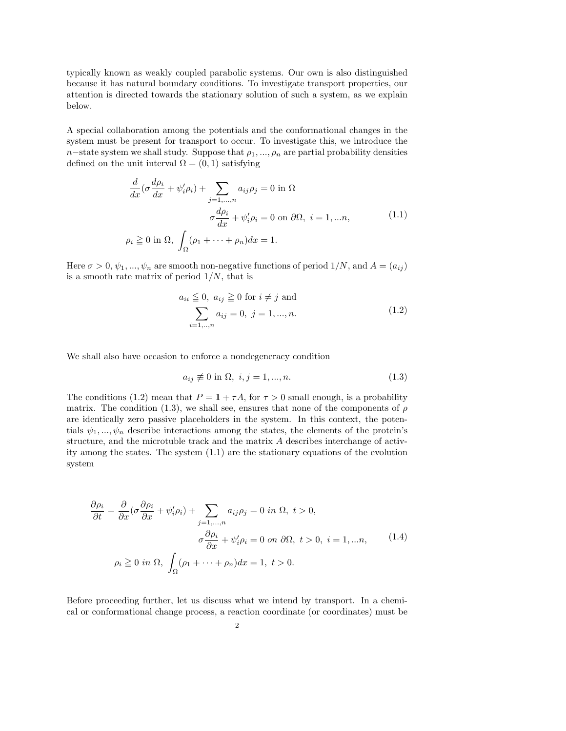typically known as weakly coupled parabolic systems. Our own is also distinguished because it has natural boundary conditions. To investigate transport properties, our attention is directed towards the stationary solution of such a system, as we explain below.

A special collaboration among the potentials and the conformational changes in the system must be present for transport to occur. To investigate this, we introduce the $n-$state system we shall study. Suppose that $\rho_1, ..., \rho_n$ are partial probability densities defined on the unit interval $\Omega = (0, 1)$ satisfying

$$
\begin{aligned}
&\frac{d}{dx}(\sigma \frac{d\rho_i}{dx} + \psi_i' \rho_i) + \sum_{j=1,...,n} a_{ij}\rho_j = 0 \text{ in } \Omega \\
&\qquad\qquad\qquad\qquad \sigma \frac{d\rho_i}{dx} + \psi_i' \rho_i = 0 \text{ on } \partial\Omega,\ i = 1, ...n, \\
&\rho_i \geqq 0 \text{ in } \Omega,\ \int_\Omega (\rho_1 + \cdots + \rho_n) dx = 1.
\end{aligned}
\tag{1.1}
$$

Here $\sigma > 0$, $\psi_1, ..., \psi_n$ are smooth non-negative functions of period $1/N$, and $A = (a_{ij})$ is a smooth rate matrix of period $1/N$, that is

$$
\begin{aligned}
&a_{ii} \leqq 0,\ a_{ij} \geqq 0 \text{ for } i \neq j \text{ and} \\
&\sum_{i=1,..,n} a_{ij} = 0,\ j = 1, ..., n.
\end{aligned}
\tag{1.2}
$$

We shall also have occasion to enforce a nondegeneracy condition

$$
a_{ij} \not\equiv 0 \text{ in } \Omega,\ i, j = 1, ..., n. \tag{1.3}
$$

The conditions (1.2) mean that $P = \mathbf{1} + \tau A$, for $\tau > 0$ small enough, is a probability matrix. The condition (1.3), we shall see, ensures that none of the components of $\rho$ are identically zero passive placeholders in the system. In this context, the potentials $\psi_1, ..., \psi_n$ describe interactions among the states, the elements of the protein's structure, and the microtuble track and the matrix $A$ describes interchange of activity among the states. The system (1.1) are the stationary equations of the evolution system

$$
\begin{aligned}
&\frac{\partial \rho_i}{\partial t} = \frac{\partial}{\partial x}(\sigma \frac{\partial \rho_i}{\partial x} + \psi_i' \rho_i) + \sum_{j=1,...,n} a_{ij}\rho_j = 0 \text{ } in \text{ } \Omega,\ t > 0, \\
&\qquad\qquad\qquad\qquad \sigma \frac{\partial \rho_i}{\partial x} + \psi_i' \rho_i = 0 \text{ } on \text{ } \partial\Omega,\ t > 0,\ i = 1, ...n, \\
&\rho_i \geqq 0 \text{ } in \text{ } \Omega,\ \int_\Omega (\rho_1 + \cdots + \rho_n) dx = 1,\ t > 0.
\end{aligned}
\tag{1.4}
$$

Before proceeding further, let us discuss what we intend by transport. In a chemical or conformational change process, a reaction coordinate (or coordinates) must be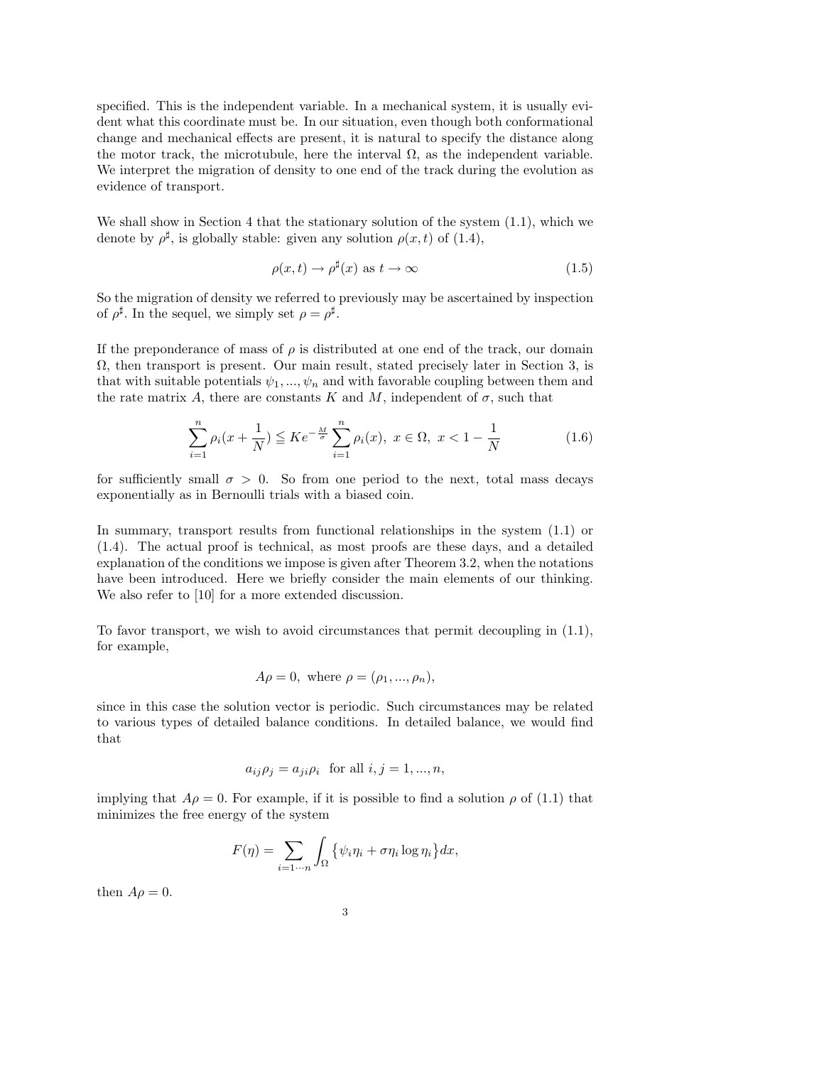specified. This is the independent variable. In a mechanical system, it is usually evident what this coordinate must be. In our situation, even though both conformational change and mechanical effects are present, it is natural to specify the distance along the motor track, the microtubule, here the interval $\Omega$, as the independent variable. We interpret the migration of density to one end of the track during the evolution as evidence of transport.

We shall show in Section 4 that the stationary solution of the system (1.1), which we denote by $\rho^\sharp$, is globally stable: given any solution $\rho(x,t)$ of (1.4),

$$\rho(x,t) \to \rho^\sharp(x) \text{ as } t \to \infty \tag{1.5}$$

So the migration of density we referred to previously may be ascertained by inspection of $\rho^\sharp$. In the sequel, we simply set $\rho = \rho^\sharp$.

If the preponderance of mass of $\rho$ is distributed at one end of the track, our domain $\Omega$, then transport is present. Our main result, stated precisely later in Section 3, is that with suitable potentials $\psi_1, ..., \psi_n$ and with favorable coupling between them and the rate matrix $A$, there are constants $K$ and $M$, independent of $\sigma$, such that

$$\sum_{i=1}^{n} \rho_i(x + \frac{1}{N}) \leqq K e^{-\frac{M}{\sigma}} \sum_{i=1}^{n} \rho_i(x), \; x \in \Omega, \; x < 1 - \frac{1}{N} \tag{1.6}$$

for sufficiently small $\sigma > 0$. So from one period to the next, total mass decays exponentially as in Bernoulli trials with a biased coin.

In summary, transport results from functional relationships in the system (1.1) or (1.4). The actual proof is technical, as most proofs are these days, and a detailed explanation of the conditions we impose is given after Theorem 3.2, when the notations have been introduced. Here we briefly consider the main elements of our thinking. We also refer to [10] for a more extended discussion.

To favor transport, we wish to avoid circumstances that permit decoupling in (1.1), for example,

$$A\rho = 0, \text{ where } \rho = (\rho_1, ..., \rho_n),$$

since in this case the solution vector is periodic. Such circumstances may be related to various types of detailed balance conditions. In detailed balance, we would find that

$$a_{ij}\rho_j = a_{ji}\rho_i \text{ for all } i, j = 1, ..., n,$$

implying that $A\rho = 0$. For example, if it is possible to find a solution $\rho$ of (1.1) that minimizes the free energy of the system

$$F(\eta) = \sum_{i=1 \cdots n} \int_\Omega \{\psi_i \eta_i + \sigma \eta_i \log \eta_i\} dx,$$

then $A\rho = 0$.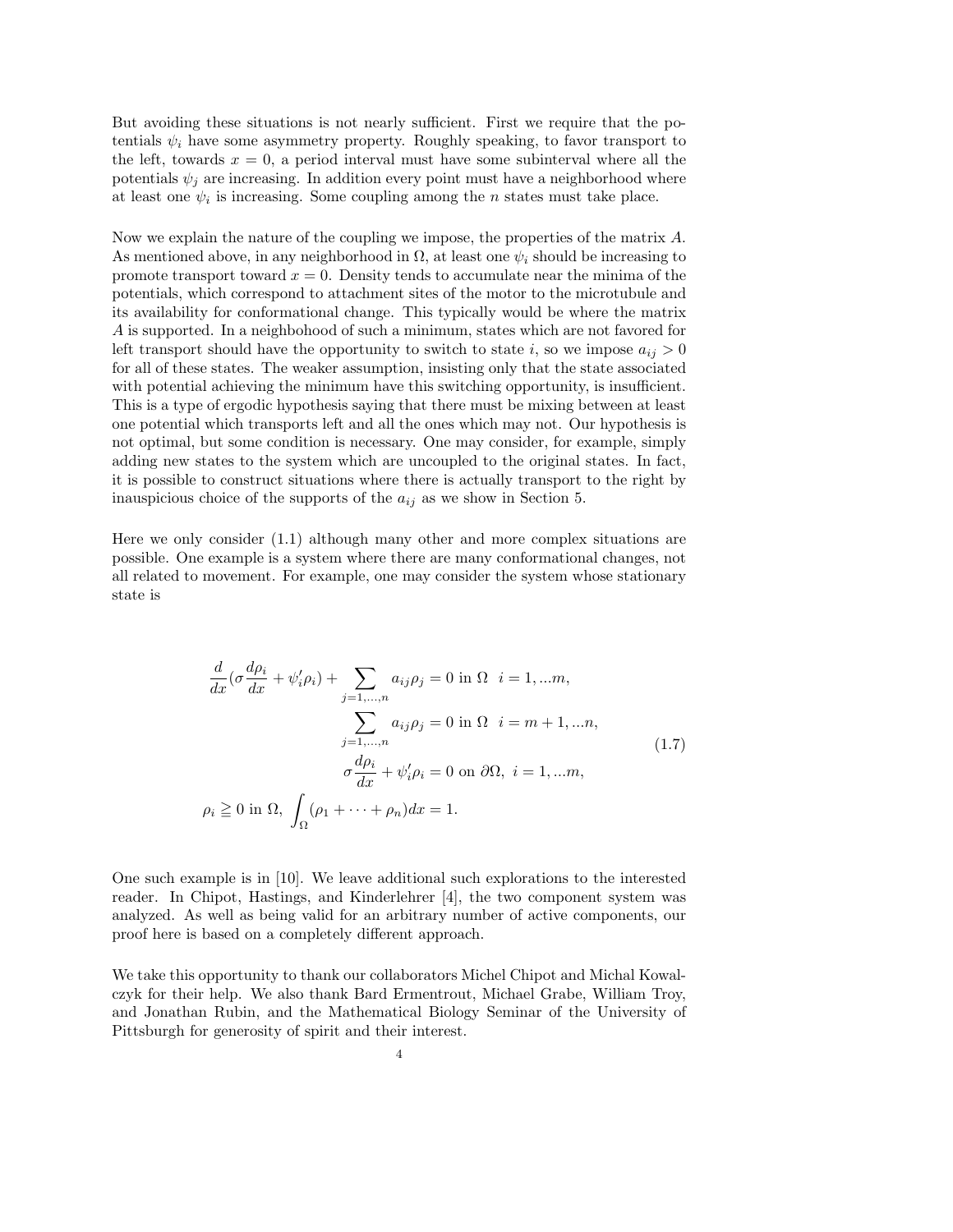But avoiding these situations is not nearly sufficient. First we require that the potentials $\psi_i$ have some asymmetry property. Roughly speaking, to favor transport to the left, towards $x = 0$, a period interval must have some subinterval where all the potentials $\psi_j$ are increasing. In addition every point must have a neighborhood where at least one $\psi_i$ is increasing. Some coupling among the $n$ states must take place.

Now we explain the nature of the coupling we impose, the properties of the matrix $A$. As mentioned above, in any neighborhood in $\Omega$, at least one $\psi_i$ should be increasing to promote transport toward $x = 0$. Density tends to accumulate near the minima of the potentials, which correspond to attachment sites of the motor to the microtubule and its availability for conformational change. This typically would be where the matrix $A$ is supported. In a neighbohood of such a minimum, states which are not favored for left transport should have the opportunity to switch to state $i$, so we impose $a_{ij} > 0$ for all of these states. The weaker assumption, insisting only that the state associated with potential achieving the minimum have this switching opportunity, is insufficient. This is a type of ergodic hypothesis saying that there must be mixing between at least one potential which transports left and all the ones which may not. Our hypothesis is not optimal, but some condition is necessary. One may consider, for example, simply adding new states to the system which are uncoupled to the original states. In fact, it is possible to construct situations where there is actually transport to the right by inauspicious choice of the supports of the $a_{ij}$ as we show in Section 5.

Here we only consider (1.1) although many other and more complex situations are possible. One example is a system where there are many conformational changes, not all related to movement. For example, one may consider the system whose stationary state is

$$
\begin{aligned}
\frac{d}{dx}(\sigma\frac{d\rho_i}{dx} + \psi_i'\rho_i) + \sum_{j=1,\dots,n} a_{ij}\rho_j = 0 \text{ in } \Omega \quad i = 1,...m,\\
\sum_{j=1,\dots,n} a_{ij}\rho_j = 0 \text{ in } \Omega \quad i = m+1,...n,\\
\sigma\frac{d\rho_i}{dx} + \psi_i'\rho_i = 0 \text{ on } \partial\Omega,\ i = 1,...m,\\
\rho_i \geqq 0 \text{ in } \Omega,\ \int_\Omega (\rho_1 + \dots + \rho_n)dx = 1.
\end{aligned}
\tag{1.7}
$$

One such example is in [10]. We leave additional such explorations to the interested reader. In Chipot, Hastings, and Kinderlehrer [4], the two component system was analyzed. As well as being valid for an arbitrary number of active components, our proof here is based on a completely different approach.

We take this opportunity to thank our collaborators Michel Chipot and Michal Kowalczyk for their help. We also thank Bard Ermentrout, Michael Grabe, William Troy, and Jonathan Rubin, and the Mathematical Biology Seminar of the University of Pittsburgh for generosity of spirit and their interest.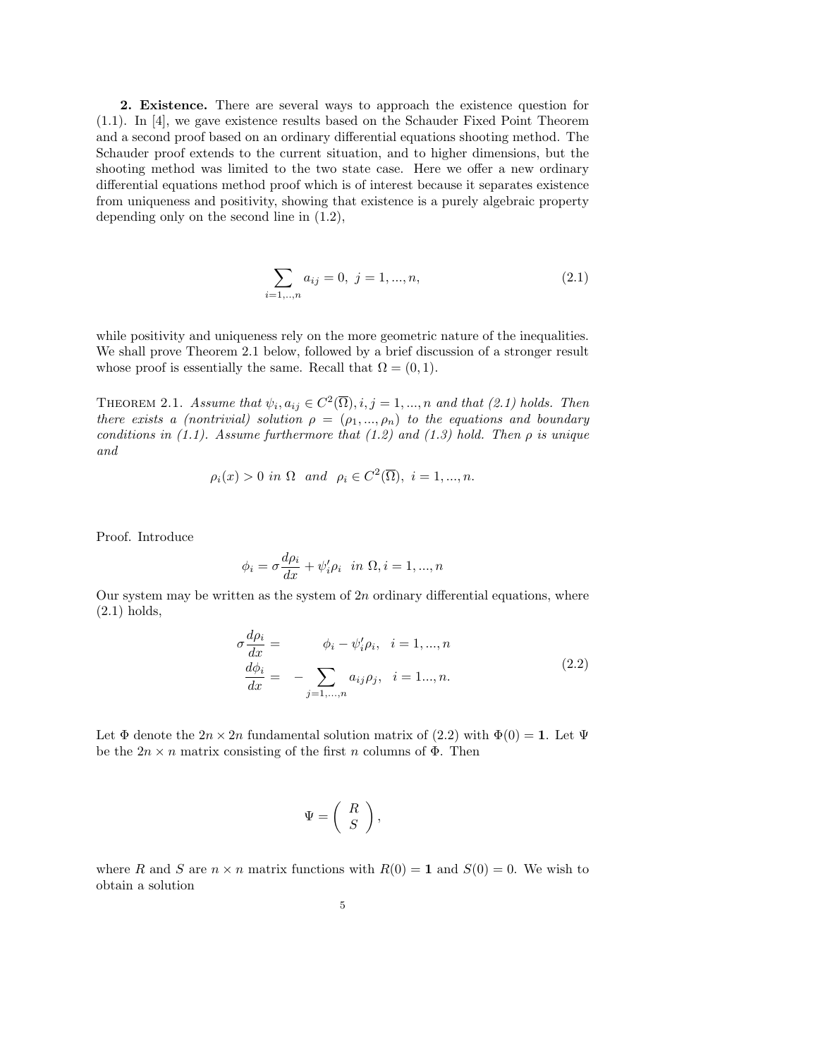**2. Existence.** There are several ways to approach the existence question for (1.1). In [4], we gave existence results based on the Schauder Fixed Point Theorem and a second proof based on an ordinary differential equations shooting method. The Schauder proof extends to the current situation, and to higher dimensions, but the shooting method was limited to the two state case. Here we offer a new ordinary differential equations method proof which is of interest because it separates existence from uniqueness and positivity, showing that existence is a purely algebraic property depending only on the second line in (1.2),

$$\sum_{i=1,..,n} a_{ij} = 0, \ j = 1, ..., n, \tag{2.1}$$

while positivity and uniqueness rely on the more geometric nature of the inequalities. We shall prove Theorem 2.1 below, followed by a brief discussion of a stronger result whose proof is essentially the same. Recall that $\Omega = (0, 1)$.

THEOREM 2.1. *Assume that $\psi_i, a_{ij} \in C^2(\overline{\Omega}), i, j = 1, ..., n$ and that (2.1) holds. Then there exists a (nontrivial) solution $\rho = (\rho_1, ..., \rho_n)$ to the equations and boundary conditions in (1.1). Assume furthermore that (1.2) and (1.3) hold. Then $\rho$ is unique and*

$$\rho_i(x) > 0 \ \textit{in} \ \Omega \quad \textit{and} \quad \rho_i \in C^2(\overline{\Omega}), \ i = 1, ..., n.$$

Proof. Introduce

$$\phi_i = \sigma \frac{d\rho_i}{dx} + \psi_i' \rho_i \ \ \text{in } \Omega, i = 1, ..., n$$

Our system may be written as the system of $2n$ ordinary differential equations, where (2.1) holds,

$$\begin{aligned} \sigma \frac{d\rho_i}{dx} &= \phi_i - \psi_i' \rho_i, \quad i = 1, ..., n \\ \frac{d\phi_i}{dx} &= -\sum_{j=1,...,n} a_{ij} \rho_j, \quad i = 1..., n. \end{aligned} \tag{2.2}$$

Let $\Phi$ denote the $2n \times 2n$ fundamental solution matrix of (2.2) with $\Phi(0) = \mathbf{1}$. Let $\Psi$ be the $2n \times n$ matrix consisting of the first $n$ columns of $\Phi$. Then

$$\Psi = \begin{pmatrix} R \\ S \end{pmatrix},$$

where $R$ and $S$ are $n \times n$ matrix functions with $R(0) = \mathbf{1}$ and $S(0) = 0$. We wish to obtain a solution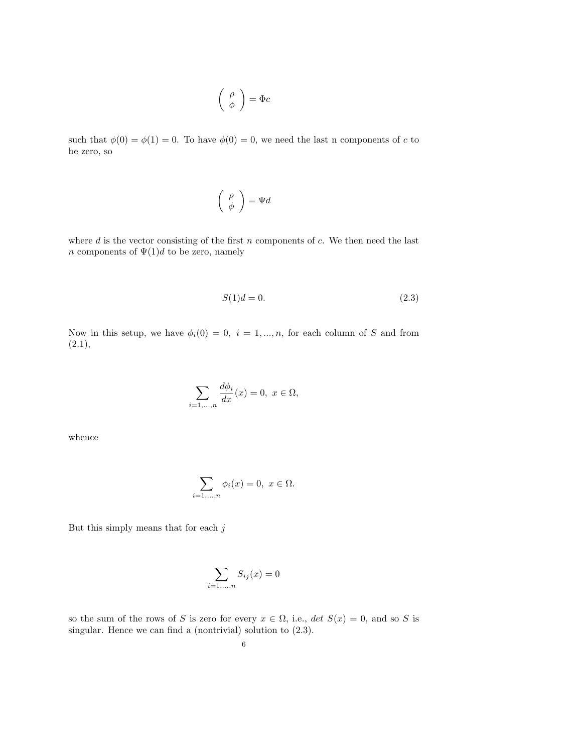$$\begin{pmatrix} \rho \\ \phi \end{pmatrix} = \Phi c$$

such that $\phi(0) = \phi(1) = 0$. To have $\phi(0) = 0$, we need the last n components of $c$ to be zero, so

$$\begin{pmatrix} \rho \\ \phi \end{pmatrix} = \Psi d$$

where $d$ is the vector consisting of the first $n$ components of $c$. We then need the last $n$ components of $\Psi(1)d$ to be zero, namely

$$S(1)d = 0. \tag{2.3}$$

Now in this setup, we have $\phi_i(0) = 0,\ i = 1, ..., n$, for each column of $S$ and from (2.1),

$$\sum_{i=1,...,n} \frac{d\phi_i}{dx}(x) = 0,\ x \in \Omega,$$

whence

$$\sum_{i=1,...,n} \phi_i(x) = 0,\ x \in \Omega.$$

But this simply means that for each $j$

$$\sum_{i=1,...,n} S_{ij}(x) = 0$$

so the sum of the rows of $S$ is zero for every $x \in \Omega$, i.e., $det\ S(x) = 0$, and so $S$ is singular. Hence we can find a (nontrivial) solution to (2.3).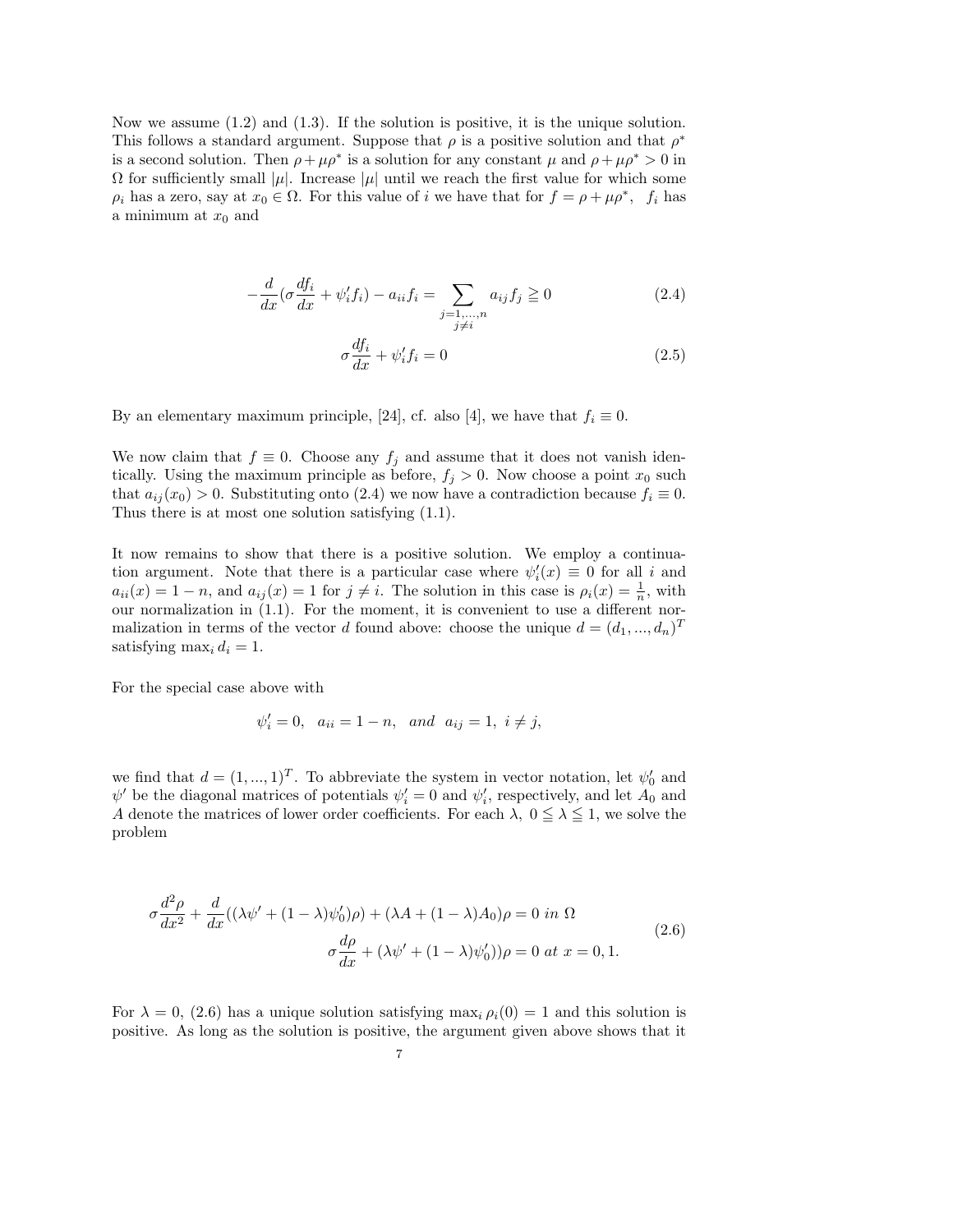Now we assume (1.2) and (1.3). If the solution is positive, it is the unique solution. This follows a standard argument. Suppose that $\rho$ is a positive solution and that $\rho^*$ is a second solution. Then $\rho + \mu\rho^*$ is a solution for any constant $\mu$ and $\rho + \mu\rho^* > 0$ in $\Omega$ for sufficiently small $|\mu|$. Increase $|\mu|$ until we reach the first value for which some $\rho_i$ has a zero, say at $x_0 \in \Omega$. For this value of $i$ we have that for $f = \rho + \mu\rho^*$, $f_i$ has a minimum at $x_0$ and

$$
-\frac{d}{dx}\left(\sigma\frac{df_i}{dx} + \psi_i' f_i\right) - a_{ii} f_i = \sum_{\substack{j=1,\ldots,n \\ j \neq i}} a_{ij} f_j \geqq 0 \tag{2.4}
$$

$$
\sigma\frac{df_i}{dx} + \psi_i' f_i = 0 \tag{2.5}
$$

By an elementary maximum principle, [24], cf. also [4], we have that $f_i \equiv 0$.

We now claim that $f \equiv 0$. Choose any $f_j$ and assume that it does not vanish identically. Using the maximum principle as before, $f_j > 0$. Now choose a point $x_0$ such that $a_{ij}(x_0) > 0$. Substituting onto (2.4) we now have a contradiction because $f_i \equiv 0$. Thus there is at most one solution satisfying (1.1).

It now remains to show that there is a positive solution. We employ a continuation argument. Note that there is a particular case where $\psi_i'(x) \equiv 0$ for all $i$ and $a_{ii}(x) = 1 - n$, and $a_{ij}(x) = 1$ for $j \neq i$. The solution in this case is $\rho_i(x) = \frac{1}{n}$, with our normalization in (1.1). For the moment, it is convenient to use a different normalization in terms of the vector $d$ found above: choose the unique $d = (d_1, ..., d_n)^T$ satisfying $\max_i d_i = 1$.

For the special case above with

$$
\psi_i' = 0, \quad a_{ii} = 1 - n, \quad \textit{and} \quad a_{ij} = 1, \ i \neq j,
$$

we find that $d = (1, ..., 1)^T$. To abbreviate the system in vector notation, let $\psi_0'$ and $\psi'$ be the diagonal matrices of potentials $\psi_i' = 0$ and $\psi_i'$, respectively, and let $A_0$ and $A$ denote the matrices of lower order coefficients. For each $\lambda$, $0 \leqq \lambda \leqq 1$, we solve the problem

$$
\begin{aligned}
\sigma\frac{d^2\rho}{dx^2} + \frac{d}{dx}((\lambda\psi' + (1-\lambda)\psi_0')\rho) + (\lambda A + (1-\lambda)A_0)\rho = 0 \ \textit{in} \ \Omega \\
\sigma\frac{d\rho}{dx} + (\lambda\psi' + (1-\lambda)\psi_0'))\rho = 0 \ \textit{at} \ x = 0, 1.
\end{aligned} \tag{2.6}
$$

For $\lambda = 0$, (2.6) has a unique solution satisfying $\max_i \rho_i(0) = 1$ and this solution is positive. As long as the solution is positive, the argument given above shows that it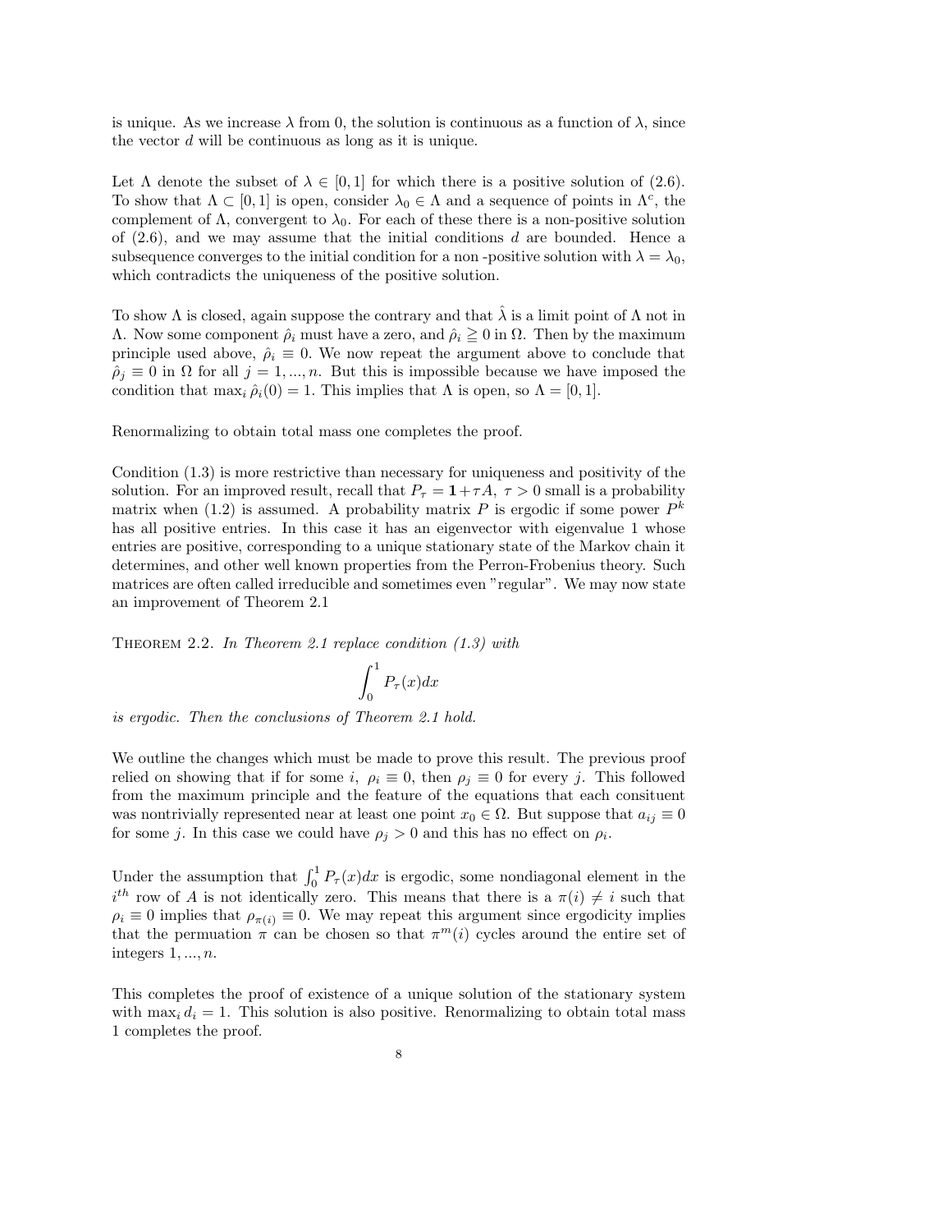is unique. As we increase $\lambda$ from 0, the solution is continuous as a function of $\lambda$, since the vector $d$ will be continuous as long as it is unique.

Let $\Lambda$ denote the subset of $\lambda \in [0, 1]$ for which there is a positive solution of (2.6). To show that $\Lambda \subset [0, 1]$ is open, consider $\lambda_0 \in \Lambda$ and a sequence of points in $\Lambda^c$, the complement of $\Lambda$, convergent to $\lambda_0$. For each of these there is a non-positive solution of (2.6), and we may assume that the initial conditions $d$ are bounded. Hence a subsequence converges to the initial condition for a non -positive solution with $\lambda = \lambda_0$, which contradicts the uniqueness of the positive solution.

To show $\Lambda$ is closed, again suppose the contrary and that $\hat{\lambda}$ is a limit point of $\Lambda$ not in $\Lambda$. Now some component $\hat{\rho}_i$ must have a zero, and $\hat{\rho}_i \geqq 0$ in $\Omega$. Then by the maximum principle used above, $\hat{\rho}_i \equiv 0$. We now repeat the argument above to conclude that $\hat{\rho}_j \equiv 0$ in $\Omega$ for all $j = 1, ..., n$. But this is impossible because we have imposed the condition that $\max_i \hat{\rho}_i(0) = 1$. This implies that $\Lambda$ is open, so $\Lambda = [0, 1]$.

Renormalizing to obtain total mass one completes the proof.

Condition (1.3) is more restrictive than necessary for uniqueness and positivity of the solution. For an improved result, recall that $P_\tau = \mathbf{1} + \tau A$, $\tau > 0$ small is a probability matrix when (1.2) is assumed. A probability matrix $P$ is ergodic if some power $P^k$ has all positive entries. In this case it has an eigenvector with eigenvalue 1 whose entries are positive, corresponding to a unique stationary state of the Markov chain it determines, and other well known properties from the Perron-Frobenius theory. Such matrices are often called irreducible and sometimes even "regular". We may now state an improvement of Theorem 2.1

Theorem 2.2. *In Theorem 2.1 replace condition (1.3) with*

$$\int_0^1 P_\tau(x)dx$$

*is ergodic. Then the conclusions of Theorem 2.1 hold.*

We outline the changes which must be made to prove this result. The previous proof relied on showing that if for some $i$, $\rho_i \equiv 0$, then $\rho_j \equiv 0$ for every $j$. This followed from the maximum principle and the feature of the equations that each consituent was nontrivially represented near at least one point $x_0 \in \Omega$. But suppose that $a_{ij} \equiv 0$ for some $j$. In this case we could have $\rho_j > 0$ and this has no effect on $\rho_i$.

Under the assumption that $\int_0^1 P_\tau(x)dx$ is ergodic, some nondiagonal element in the $i^{th}$ row of $A$ is not identically zero. This means that there is a $\pi(i) \neq i$ such that $\rho_i \equiv 0$ implies that $\rho_{\pi(i)} \equiv 0$. We may repeat this argument since ergodicity implies that the permuation $\pi$ can be chosen so that $\pi^m(i)$ cycles around the entire set of integers $1, ..., n$.

This completes the proof of existence of a unique solution of the stationary system with $\max_i d_i = 1$. This solution is also positive. Renormalizing to obtain total mass 1 completes the proof.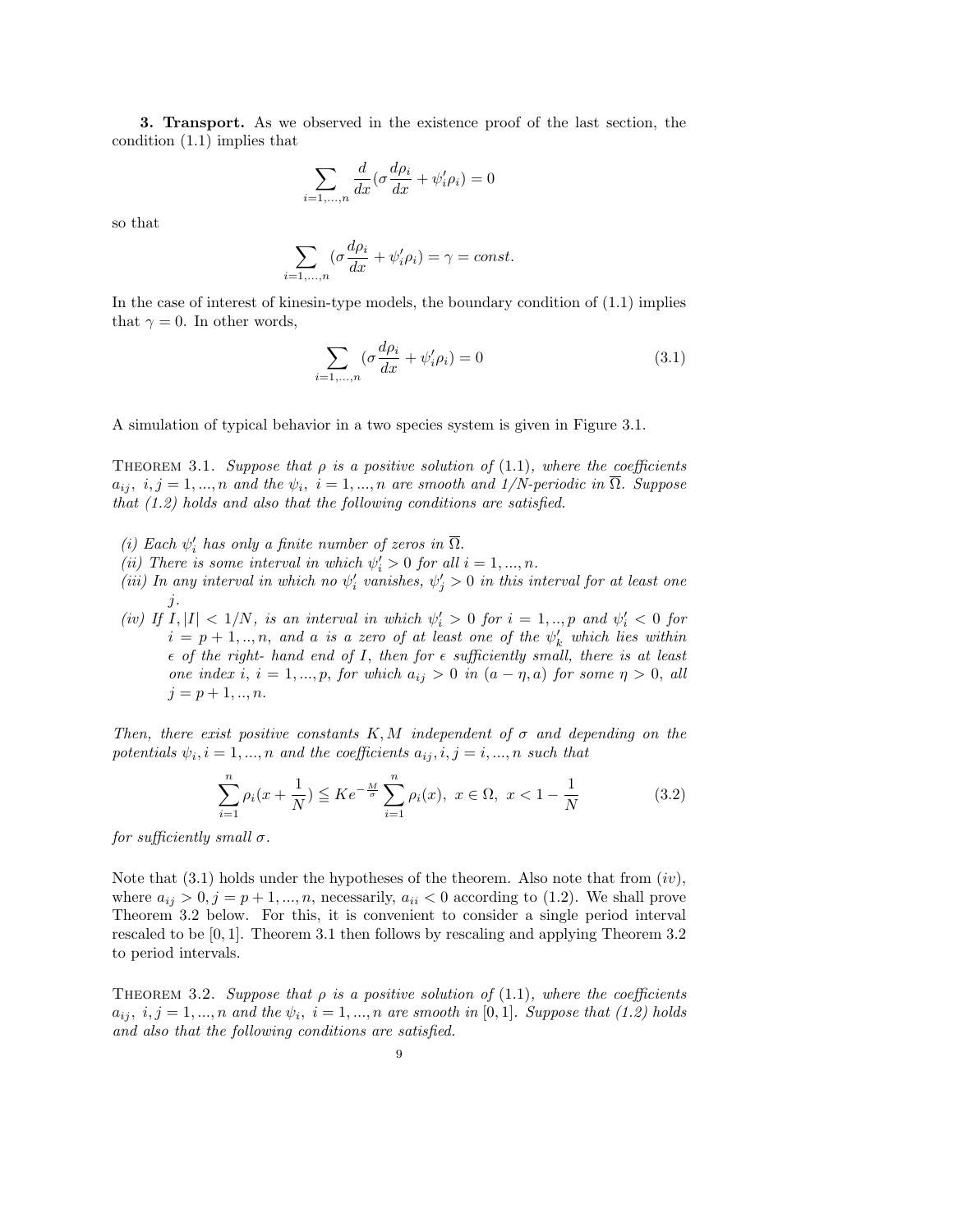**3. Transport.** As we observed in the existence proof of the last section, the condition (1.1) implies that

$$\sum_{i=1,\dots,n} \frac{d}{dx}(\sigma \frac{d\rho_i}{dx} + \psi_i' \rho_i) = 0$$

so that

$$\sum_{i=1,\dots,n} (\sigma \frac{d\rho_i}{dx} + \psi_i' \rho_i) = \gamma = const.$$

In the case of interest of kinesin-type models, the boundary condition of (1.1) implies that $\gamma = 0$. In other words,

$$\sum_{i=1,\dots,n} (\sigma \frac{d\rho_i}{dx} + \psi_i' \rho_i) = 0 \tag{3.1}$$

A simulation of typical behavior in a two species system is given in Figure 3.1.

THEOREM 3.1. *Suppose that $\rho$ is a positive solution of* (1.1)*, where the coefficients $a_{ij},\ i,j = 1,...,n$ and the $\psi_i,\ i = 1,...,n$ are smooth and 1/N-periodic in $\overline{\Omega}$. Suppose that (1.2) holds and also that the following conditions are satisfied.*

*(i) Each $\psi_i'$ has only a finite number of zeros in $\overline{\Omega}$.*
*(ii) There is some interval in which $\psi_i' > 0$ for all $i = 1,...,n$.*
*(iii) In any interval in which no $\psi_i'$ vanishes, $\psi_j' > 0$ in this interval for at least one $j$.*
*(iv) If $I, |I| < 1/N$, is an interval in which $\psi_i' > 0$ for $i = 1,..,p$ and $\psi_i' < 0$ for $i = p+1,..,n$, and $a$ is a zero of at least one of the $\psi_k'$ which lies within $\epsilon$ of the right- hand end of $I$, then for $\epsilon$ sufficiently small, there is at least one index $i$, $i = 1,...,p$, for which $a_{ij} > 0$ in $(a-\eta, a)$ for some $\eta > 0$, all $j = p+1,..,n$.*

*Then, there exist positive constants $K, M$ independent of $\sigma$ and depending on the potentials $\psi_i, i = 1,...,n$ and the coefficients $a_{ij}, i,j = i,...,n$ such that*

$$\sum_{i=1}^{n} \rho_i(x + \frac{1}{N}) \leqq K e^{-\frac{M}{\sigma}} \sum_{i=1}^{n} \rho_i(x),\ x \in \Omega,\ x < 1 - \frac{1}{N} \tag{3.2}$$

*for sufficiently small $\sigma$.*

Note that (3.1) holds under the hypotheses of the theorem. Also note that from $(iv)$, where $a_{ij} > 0, j = p+1,...,n$, necessarily, $a_{ii} < 0$ according to (1.2). We shall prove Theorem 3.2 below. For this, it is convenient to consider a single period interval rescaled to be $[0,1]$. Theorem 3.1 then follows by rescaling and applying Theorem 3.2 to period intervals.

THEOREM 3.2. *Suppose that $\rho$ is a positive solution of* (1.1)*, where the coefficients $a_{ij},\ i,j = 1,...,n$ and the $\psi_i,\ i = 1,...,n$ are smooth in $[0,1]$. Suppose that (1.2) holds and also that the following conditions are satisfied.*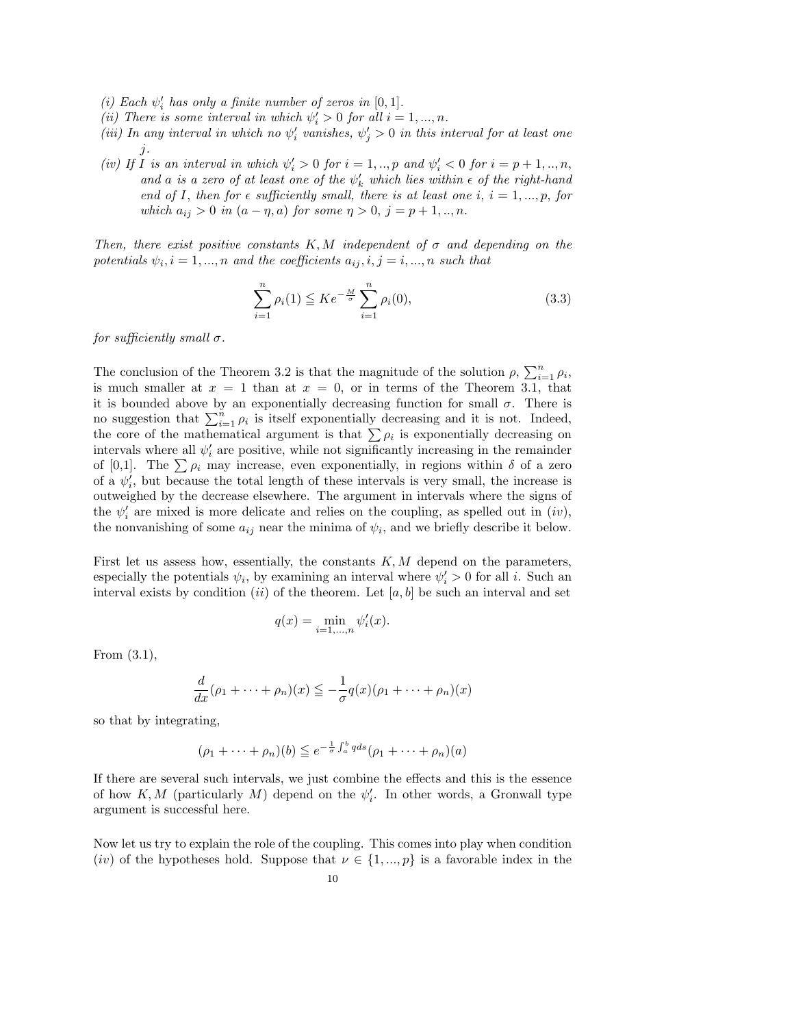*(i) Each $\psi_i'$ has only a finite number of zeros in $[0,1]$.*
*(ii) There is some interval in which $\psi_i' > 0$ for all $i = 1, ..., n$.*
*(iii) In any interval in which no $\psi_i'$ vanishes, $\psi_j' > 0$ in this interval for at least one $j$.*
*(iv) If $I$ is an interval in which $\psi_i' > 0$ for $i = 1, .., p$ and $\psi_i' < 0$ for $i = p+1, .., n$, and $a$ is a zero of at least one of the $\psi_k'$ which lies within $\epsilon$ of the right-hand end of $I$, then for $\epsilon$ sufficiently small, there is at least one $i$, $i = 1, ..., p$, for which $a_{ij} > 0$ in $(a - \eta, a)$ for some $\eta > 0$, $j = p+1, .., n$.*

*Then, there exist positive constants $K, M$ independent of $\sigma$ and depending on the potentials $\psi_i, i = 1, ..., n$ and the coefficients $a_{ij}, i, j = i, ..., n$ such that*

$$\sum_{i=1}^{n} \rho_i(1) \leqq K e^{-\frac{M}{\sigma}} \sum_{i=1}^{n} \rho_i(0), \tag{3.3}$$

*for sufficiently small $\sigma$.*

The conclusion of the Theorem 3.2 is that the magnitude of the solution $\rho$, $\sum_{i=1}^{n} \rho_i$, is much smaller at $x = 1$ than at $x = 0$, or in terms of the Theorem 3.1, that it is bounded above by an exponentially decreasing function for small $\sigma$. There is no suggestion that $\sum_{i=1}^{n} \rho_i$ is itself exponentially decreasing and it is not. Indeed, the core of the mathematical argument is that $\sum \rho_i$ is exponentially decreasing on intervals where all $\psi_i'$ are positive, while not significantly increasing in the remainder of [0,1]. The $\sum \rho_i$ may increase, even exponentially, in regions within $\delta$ of a zero of a $\psi_i'$, but because the total length of these intervals is very small, the increase is outweighed by the decrease elsewhere. The argument in intervals where the signs of the $\psi_i'$ are mixed is more delicate and relies on the coupling, as spelled out in $(iv)$, the nonvanishing of some $a_{ij}$ near the minima of $\psi_i$, and we briefly describe it below.

First let us assess how, essentially, the constants $K, M$ depend on the parameters, especially the potentials $\psi_i$, by examining an interval where $\psi_i' > 0$ for all $i$. Such an interval exists by condition $(ii)$ of the theorem. Let $[a, b]$ be such an interval and set

$$q(x) = \min_{i=1,...,n} \psi_i'(x).$$

From (3.1),

$$\frac{d}{dx}(\rho_1 + \cdots + \rho_n)(x) \leqq -\frac{1}{\sigma} q(x)(\rho_1 + \cdots + \rho_n)(x)$$

so that by integrating,

$$(\rho_1 + \cdots + \rho_n)(b) \leqq e^{-\frac{1}{\sigma}\int_a^b q ds}(\rho_1 + \cdots + \rho_n)(a)$$

If there are several such intervals, we just combine the effects and this is the essence of how $K, M$ (particularly $M$) depend on the $\psi_i'$. In other words, a Gronwall type argument is successful here.

Now let us try to explain the role of the coupling. This comes into play when condition $(iv)$ of the hypotheses hold. Suppose that $\nu \in \{1, ..., p\}$ is a favorable index in the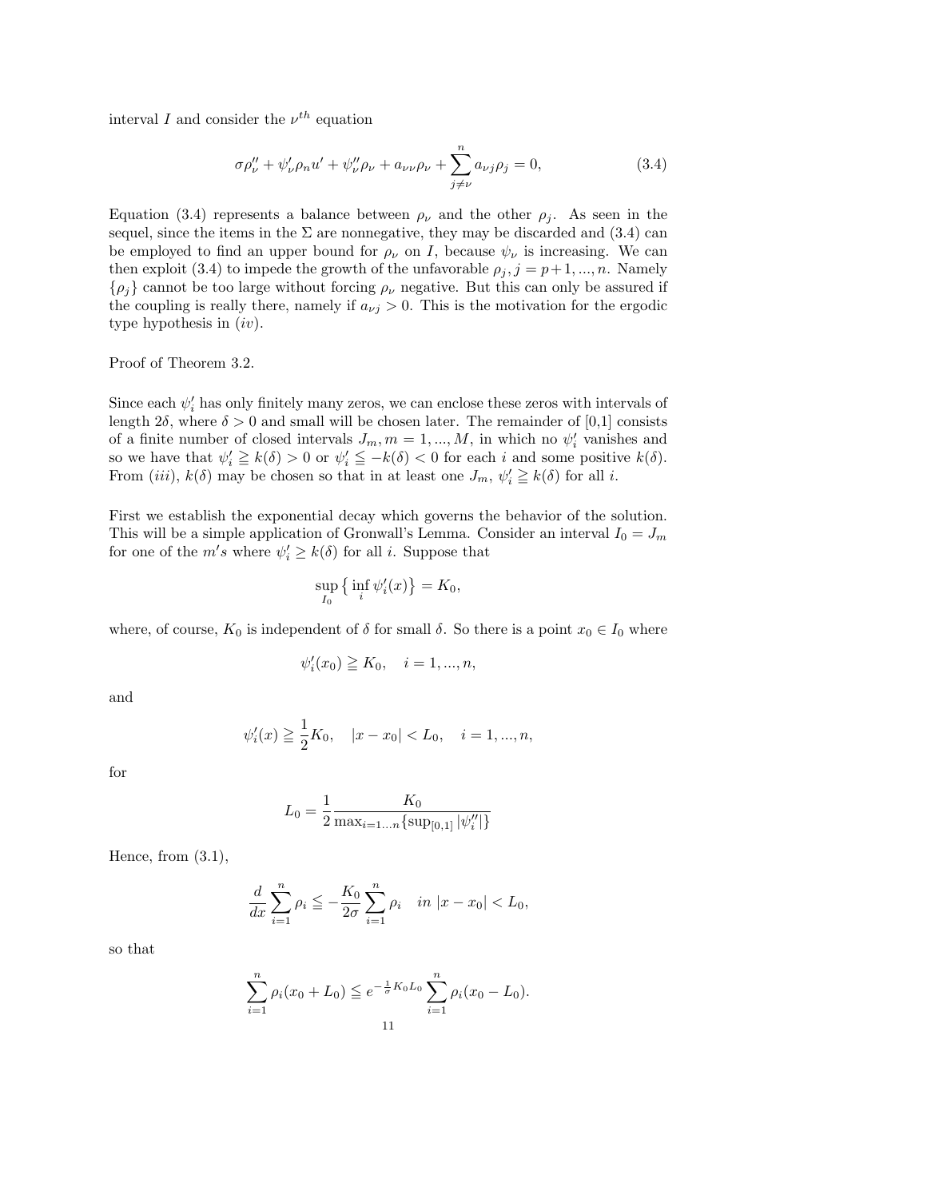interval $I$ and consider the $\nu^{th}$ equation

$$\sigma\rho_\nu'' + \psi_\nu'\rho_n u' + \psi_\nu''\rho_\nu + a_{\nu\nu}\rho_\nu + \sum_{j\neq\nu}^{n} a_{\nu j}\rho_j = 0, \tag{3.4}$$

Equation (3.4) represents a balance between $\rho_\nu$ and the other $\rho_j$. As seen in the sequel, since the items in the $\Sigma$ are nonnegative, they may be discarded and (3.4) can be employed to find an upper bound for $\rho_\nu$ on $I$, because $\psi_\nu$ is increasing. We can then exploit (3.4) to impede the growth of the unfavorable $\rho_j, j = p+1, ..., n$. Namely $\{\rho_j\}$ cannot be too large without forcing $\rho_\nu$ negative. But this can only be assured if the coupling is really there, namely if $a_{\nu j} > 0$. This is the motivation for the ergodic type hypothesis in $(iv)$.

Proof of Theorem 3.2.

Since each $\psi_i'$ has only finitely many zeros, we can enclose these zeros with intervals of length $2\delta$, where $\delta > 0$ and small will be chosen later. The remainder of [0,1] consists of a finite number of closed intervals $J_m, m = 1, ..., M$, in which no $\psi_i'$ vanishes and so we have that $\psi_i' \geqq k(\delta) > 0$ or $\psi_i' \leqq -k(\delta) < 0$ for each $i$ and some positive $k(\delta)$. From $(iii)$, $k(\delta)$ may be chosen so that in at least one $J_m$, $\psi_i' \geqq k(\delta)$ for all $i$.

First we establish the exponential decay which governs the behavior of the solution. This will be a simple application of Gronwall's Lemma. Consider an interval $I_0 = J_m$ for one of the $m's$ where $\psi_i' \geq k(\delta)$ for all $i$. Suppose that

$$\sup_{I_0}\big\{\inf_i \psi_i'(x)\big\} = K_0,$$

where, of course, $K_0$ is independent of $\delta$ for small $\delta$. So there is a point $x_0 \in I_0$ where

$$\psi_i'(x_0) \geqq K_0, \quad i = 1, ..., n,$$

and

$$\psi_i'(x) \geqq \frac{1}{2}K_0, \quad |x - x_0| < L_0, \quad i = 1, ..., n,$$

for

$$L_0 = \frac{1}{2}\frac{K_0}{\max_{i=1...n}\{\sup_{[0,1]}|\psi_i''|\}}$$

Hence, from (3.1),

$$\frac{d}{dx}\sum_{i=1}^{n}\rho_i \leqq -\frac{K_0}{2\sigma}\sum_{i=1}^{n}\rho_i \quad in\ |x - x_0| < L_0,$$

so that

$$\sum_{i=1}^{n}\rho_i(x_0 + L_0) \leqq e^{-\frac{1}{\sigma}K_0L_0}\sum_{i=1}^{n}\rho_i(x_0 - L_0).$$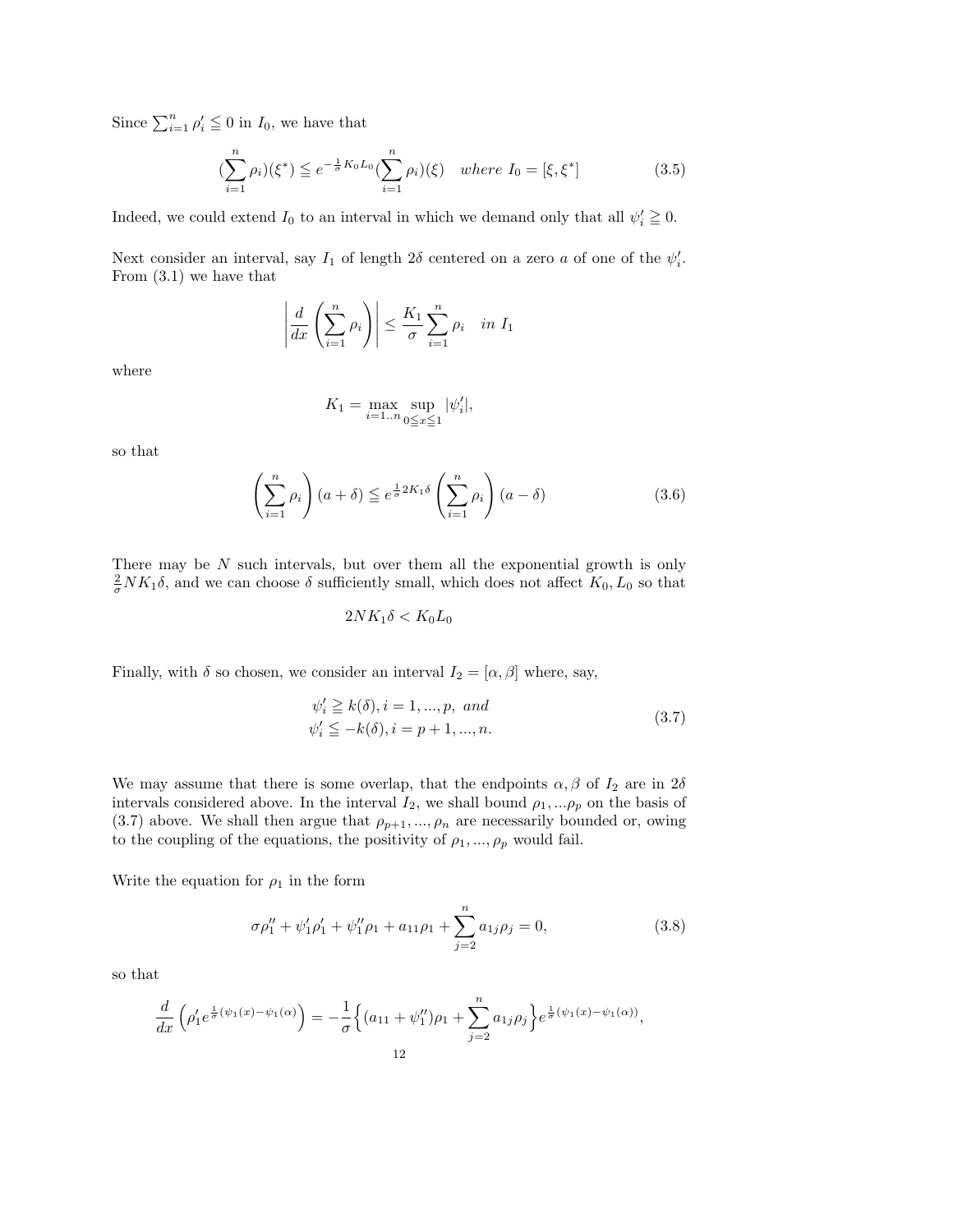Since $\sum_{i=1}^n \rho_i' \leqq 0$ in $I_0$, we have that

$$(\sum_{i=1}^n \rho_i)(\xi^*) \leqq e^{-\frac{1}{\sigma}K_0 L_0}(\sum_{i=1}^n \rho_i)(\xi) \quad where\ I_0 = [\xi, \xi^*] \tag{3.5}$$

Indeed, we could extend $I_0$ to an interval in which we demand only that all $\psi_i' \geqq 0$.

Next consider an interval, say $I_1$ of length $2\delta$ centered on a zero $a$ of one of the $\psi_i'$. From (3.1) we have that

$$\left| \frac{d}{dx} \left( \sum_{i=1}^n \rho_i \right) \right| \leq \frac{K_1}{\sigma} \sum_{i=1}^n \rho_i \quad in\ I_1$$

where

$$K_1 = \max_{i=1..n} \sup_{0 \leqq x \leqq 1} |\psi_i'|,$$

so that

$$\left( \sum_{i=1}^n \rho_i \right)(a+\delta) \leqq e^{\frac{1}{\sigma}2K_1\delta} \left( \sum_{i=1}^n \rho_i \right)(a-\delta) \tag{3.6}$$

There may be $N$ such intervals, but over them all the exponential growth is only $\frac{2}{\sigma}NK_1\delta$, and we can choose $\delta$ sufficiently small, which does not affect $K_0, L_0$ so that

$$2NK_1\delta < K_0 L_0$$

Finally, with $\delta$ so chosen, we consider an interval $I_2 = [\alpha, \beta]$ where, say,

$$\begin{aligned} &\psi_i' \geqq k(\delta), i = 1, ..., p,\ and \\ &\psi_i' \leqq -k(\delta), i = p+1, ..., n. \end{aligned} \tag{3.7}$$

We may assume that there is some overlap, that the endpoints $\alpha, \beta$ of $I_2$ are in $2\delta$ intervals considered above. In the interval $I_2$, we shall bound $\rho_1, ...\rho_p$ on the basis of (3.7) above. We shall then argue that $\rho_{p+1}, ..., \rho_n$ are necessarily bounded or, owing to the coupling of the equations, the positivity of $\rho_1, ..., \rho_p$ would fail.

Write the equation for $\rho_1$ in the form

$$\sigma\rho_1'' + \psi_1'\rho_1' + \psi_1''\rho_1 + a_{11}\rho_1 + \sum_{j=2}^n a_{1j}\rho_j = 0, \tag{3.8}$$

so that

$$\frac{d}{dx}\left( \rho_1' e^{\frac{1}{\sigma}(\psi_1(x)-\psi_1(\alpha))} \right) = -\frac{1}{\sigma}\Big\{ (a_{11} + \psi_1'')\rho_1 + \sum_{j=2}^n a_{1j}\rho_j \Big\} e^{\frac{1}{\sigma}(\psi_1(x)-\psi_1(\alpha))},$$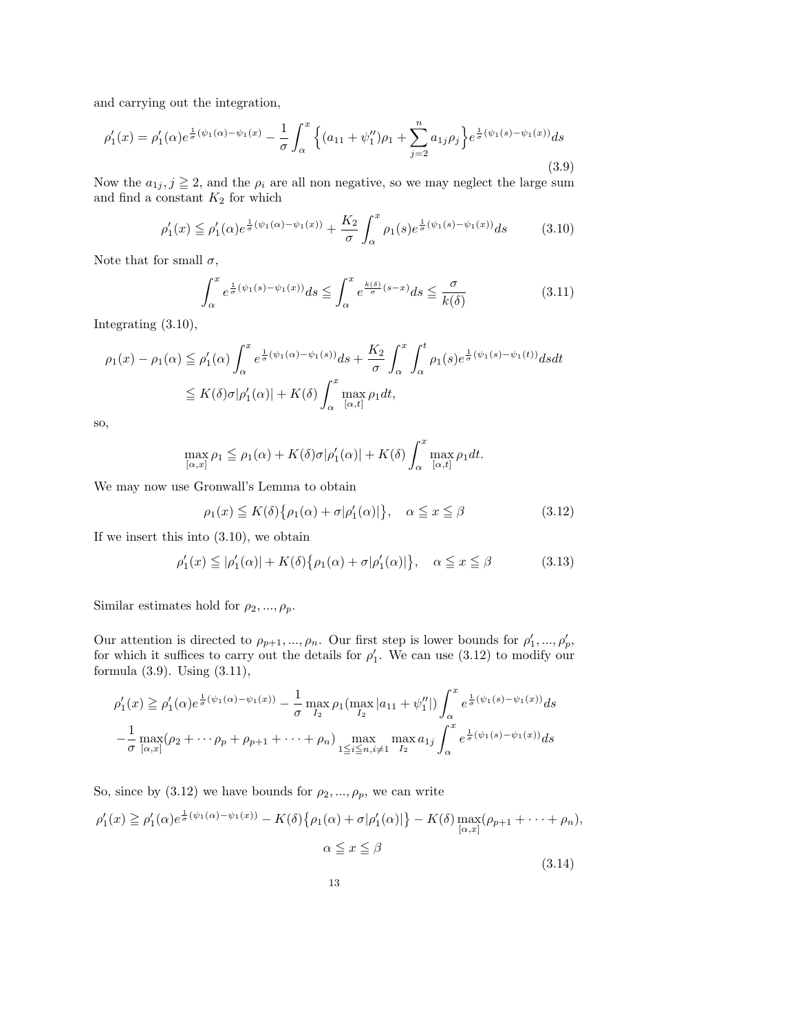and carrying out the integration,

$$\rho_1'(x) = \rho_1'(\alpha)e^{\frac{1}{\sigma}(\psi_1(\alpha)-\psi_1(x)} - \frac{1}{\sigma}\int_\alpha^x \Big\{(a_{11}+\psi_1'')\rho_1 + \sum_{j=2}^n a_{1j}\rho_j\Big\}e^{\frac{1}{\sigma}(\psi_1(s)-\psi_1(x))}ds \tag{3.9}$$

Now the $a_{1j}, j \geqq 2$, and the $\rho_i$ are all non negative, so we may neglect the large sum and find a constant $K_2$ for which

$$\rho_1'(x) \leqq \rho_1'(\alpha)e^{\frac{1}{\sigma}(\psi_1(\alpha)-\psi_1(x))} + \frac{K_2}{\sigma}\int_\alpha^x \rho_1(s)e^{\frac{1}{\sigma}(\psi_1(s)-\psi_1(x))}ds \tag{3.10}$$

Note that for small $\sigma$,

$$\int_\alpha^x e^{\frac{1}{\sigma}(\psi_1(s)-\psi_1(x))}ds \leqq \int_\alpha^x e^{\frac{k(\delta)}{\sigma}(s-x)}ds \leqq \frac{\sigma}{k(\delta)} \tag{3.11}$$

Integrating (3.10),

$$\begin{aligned}\rho_1(x)-\rho_1(\alpha) &\leqq \rho_1'(\alpha)\int_\alpha^x e^{\frac{1}{\sigma}(\psi_1(\alpha)-\psi_1(s))}ds + \frac{K_2}{\sigma}\int_\alpha^x\int_\alpha^t \rho_1(s)e^{\frac{1}{\sigma}(\psi_1(s)-\psi_1(t))}dsdt \\ &\leqq K(\delta)\sigma|\rho_1'(\alpha)| + K(\delta)\int_\alpha^x \max_{[\alpha,t]}\rho_1 dt,\end{aligned}$$

so,

$$\max_{[\alpha,x]}\rho_1 \leqq \rho_1(\alpha) + K(\delta)\sigma|\rho_1'(\alpha)| + K(\delta)\int_\alpha^x \max_{[\alpha,t]}\rho_1 dt.$$

We may now use Gronwall's Lemma to obtain

$$\rho_1(x) \leqq K(\delta)\big\{\rho_1(\alpha)+\sigma|\rho_1'(\alpha)|\big\}, \quad \alpha \leqq x \leqq \beta \tag{3.12}$$

If we insert this into (3.10), we obtain

$$\rho_1'(x) \leqq |\rho_1'(\alpha)| + K(\delta)\big\{\rho_1(\alpha)+\sigma|\rho_1'(\alpha)|\big\}, \quad \alpha \leqq x \leqq \beta \tag{3.13}$$

Similar estimates hold for $\rho_2, ..., \rho_p$.

Our attention is directed to $\rho_{p+1}, ..., \rho_n$. Our first step is lower bounds for $\rho_1', ..., \rho_p'$, for which it suffices to carry out the details for $\rho_1'$. We can use (3.12) to modify our formula (3.9). Using (3.11),

$$\begin{aligned}\rho_1'(x) \geqq{}& \rho_1'(\alpha)e^{\frac{1}{\sigma}(\psi_1(\alpha)-\psi_1(x))} - \frac{1}{\sigma}\max_{I_2}\rho_1(\max_{I_2}|a_{11}+\psi_1''|)\int_\alpha^x e^{\frac{1}{\sigma}(\psi_1(s)-\psi_1(x))}ds \\ &-\frac{1}{\sigma}\max_{[\alpha,x]}(\rho_2+\cdots\rho_p+\rho_{p+1}+\cdots+\rho_n)\max_{1\leqq i\leqq n, i\neq 1}\max_{I_2}a_{1j}\int_\alpha^x e^{\frac{1}{\sigma}(\psi_1(s)-\psi_1(x))}ds\end{aligned}$$

So, since by (3.12) we have bounds for $\rho_2, ..., \rho_p$, we can write

$$\rho_1'(x) \geqq \rho_1'(\alpha)e^{\frac{1}{\sigma}(\psi_1(\alpha)-\psi_1(x))} - K(\delta)\big\{\rho_1(\alpha)+\sigma|\rho_1'(\alpha)|\big\} - K(\delta)\max_{[\alpha,x]}(\rho_{p+1}+\cdots+\rho_n),$$
$$\alpha \leqq x \leqq \beta \tag{3.14}$$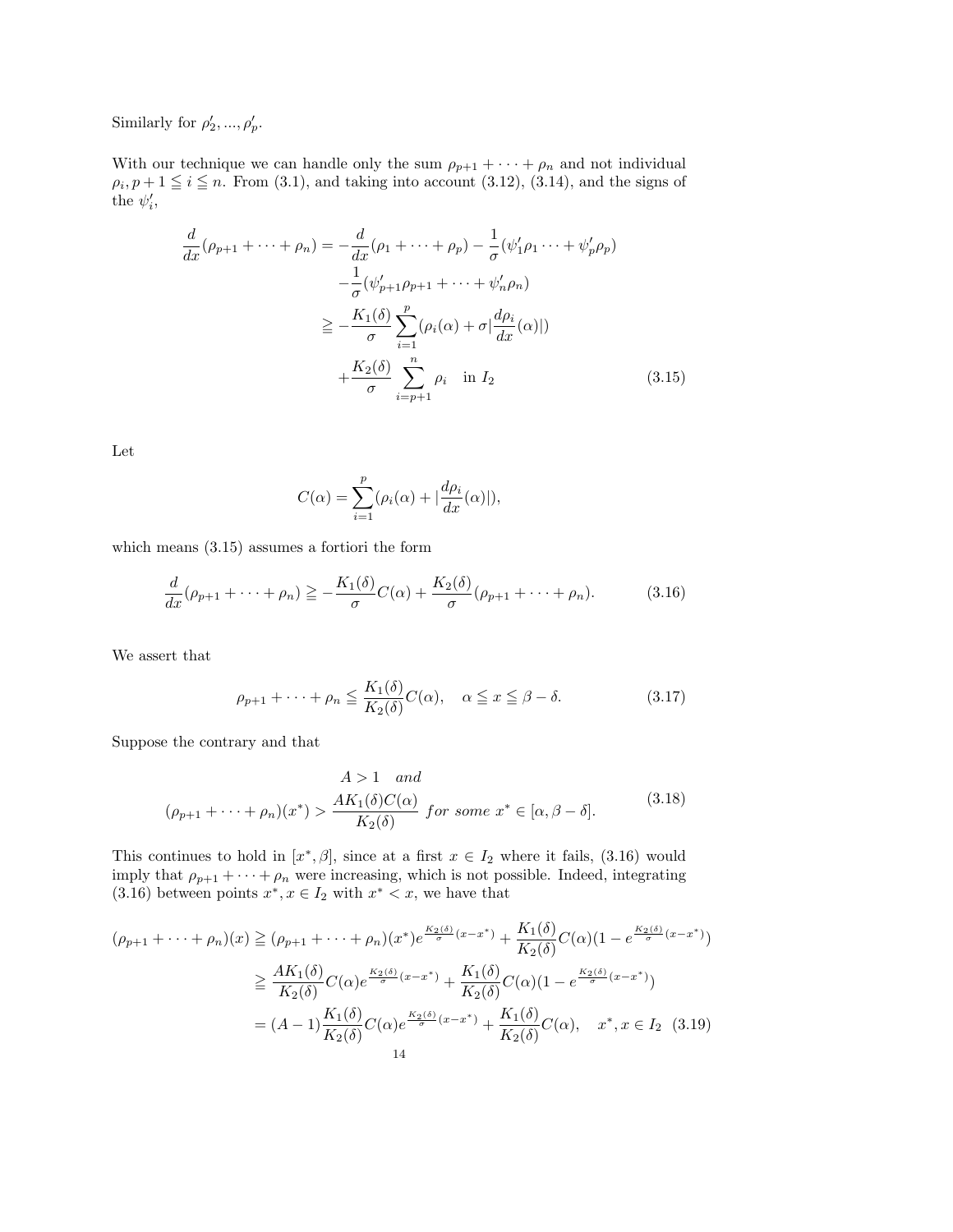Similarly for $\rho'_2, ..., \rho'_p$.

With our technique we can handle only the sum $\rho_{p+1} + \cdots + \rho_n$ and not individual $\rho_i, p+1 \leqq i \leqq n$. From (3.1), and taking into account (3.12), (3.14), and the signs of the $\psi'_i$,

$$
\begin{aligned}
\frac{d}{dx}(\rho_{p+1} + \cdots + \rho_n) &= -\frac{d}{dx}(\rho_1 + \cdots + \rho_p) - \frac{1}{\sigma}(\psi'_1\rho_1 \cdots + \psi'_p\rho_p) \\
&\quad -\frac{1}{\sigma}(\psi'_{p+1}\rho_{p+1} + \cdots + \psi'_n\rho_n) \\
&\geqq -\frac{K_1(\delta)}{\sigma}\sum_{i=1}^{p}(\rho_i(\alpha) + \sigma|\frac{d\rho_i}{dx}(\alpha)|) \\
&\quad +\frac{K_2(\delta)}{\sigma}\sum_{i=p+1}^{n}\rho_i \quad \text{in } I_2
\end{aligned}
\tag{3.15}
$$

Let

$$
C(\alpha) = \sum_{i=1}^{p}(\rho_i(\alpha) + |\frac{d\rho_i}{dx}(\alpha)|),
$$

which means (3.15) assumes a fortiori the form

$$
\frac{d}{dx}(\rho_{p+1} + \cdots + \rho_n) \geqq -\frac{K_1(\delta)}{\sigma}C(\alpha) + \frac{K_2(\delta)}{\sigma}(\rho_{p+1} + \cdots + \rho_n). \tag{3.16}
$$

We assert that

$$
\rho_{p+1} + \cdots + \rho_n \leqq \frac{K_1(\delta)}{K_2(\delta)}C(\alpha), \quad \alpha \leqq x \leqq \beta - \delta. \tag{3.17}
$$

Suppose the contrary and that

$$
\begin{gathered}
A > 1 \quad \textit{and} \\
(\rho_{p+1} + \cdots + \rho_n)(x^*) > \frac{AK_1(\delta)C(\alpha)}{K_2(\delta)} \ \textit{for some } x^* \in [\alpha, \beta - \delta].
\end{gathered}
\tag{3.18}
$$

This continues to hold in $[x^*, \beta]$, since at a first $x \in I_2$ where it fails, (3.16) would imply that $\rho_{p+1} + \cdots + \rho_n$ were increasing, which is not possible. Indeed, integrating (3.16) between points $x^*, x \in I_2$ with $x^* < x$, we have that

$$
\begin{aligned}
(\rho_{p+1} + \cdots + \rho_n)(x) &\geqq (\rho_{p+1} + \cdots + \rho_n)(x^*)e^{\frac{K_2(\delta)}{\sigma}(x-x^*)} + \frac{K_1(\delta)}{K_2(\delta)}C(\alpha)(1 - e^{\frac{K_2(\delta)}{\sigma}(x-x^*)}) \\
&\geqq \frac{AK_1(\delta)}{K_2(\delta)}C(\alpha)e^{\frac{K_2(\delta)}{\sigma}(x-x^*)} + \frac{K_1(\delta)}{K_2(\delta)}C(\alpha)(1 - e^{\frac{K_2(\delta)}{\sigma}(x-x^*)}) \\
&= (A-1)\frac{K_1(\delta)}{K_2(\delta)}C(\alpha)e^{\frac{K_2(\delta)}{\sigma}(x-x^*)} + \frac{K_1(\delta)}{K_2(\delta)}C(\alpha), \quad x^*, x \in I_2
\end{aligned}
\tag{3.19}
$$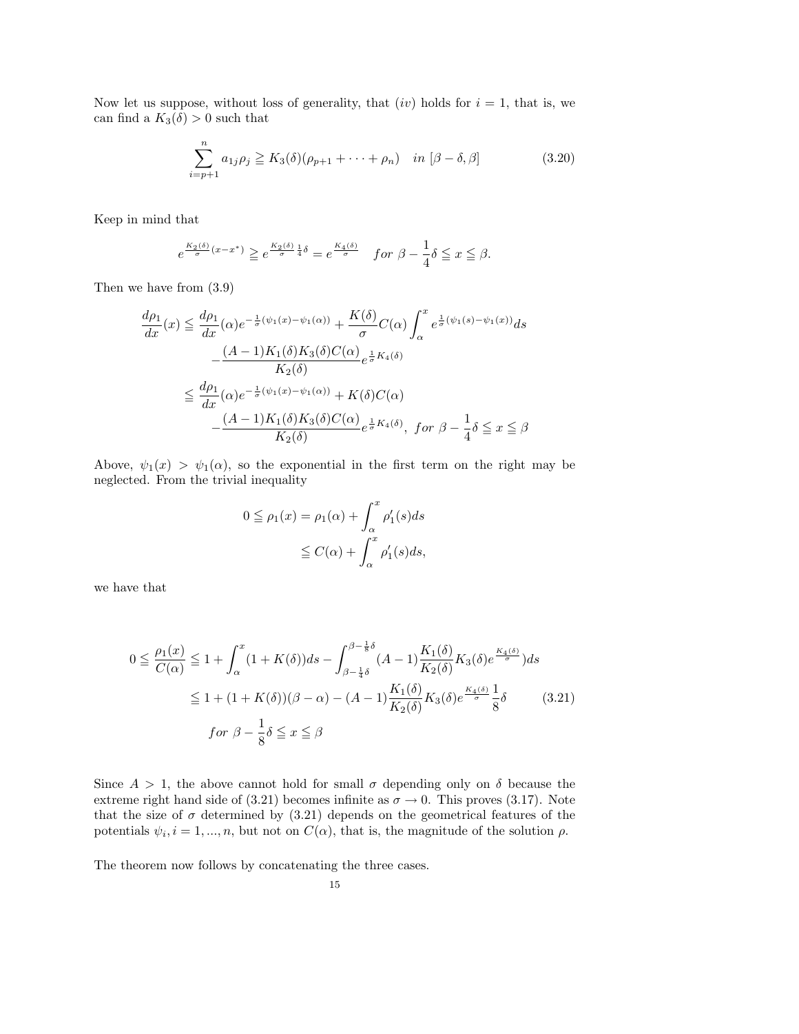Now let us suppose, without loss of generality, that $(iv)$ holds for $i = 1$, that is, we can find a $K_3(\delta) > 0$ such that

$$\sum_{i=p+1}^{n} a_{1j}\rho_j \geqq K_3(\delta)(\rho_{p+1} + \cdots + \rho_n) \quad in\ [\beta - \delta, \beta] \tag{3.20}$$

Keep in mind that

$$e^{\frac{K_2(\delta)}{\sigma}(x-x^*)} \geqq e^{\frac{K_2(\delta)}{\sigma}\frac{1}{4}\delta} = e^{\frac{K_4(\delta)}{\sigma}} \quad for\ \beta - \frac{1}{4}\delta \leqq x \leqq \beta.$$

Then we have from (3.9)

$$\begin{aligned}
\frac{d\rho_1}{dx}(x) &\leqq \frac{d\rho_1}{dx}(\alpha)e^{-\frac{1}{\sigma}(\psi_1(x)-\psi_1(\alpha))} + \frac{K(\delta)}{\sigma}C(\alpha)\int_\alpha^x e^{\frac{1}{\sigma}(\psi_1(s)-\psi_1(x))}ds \\
&\quad - \frac{(A-1)K_1(\delta)K_3(\delta)C(\alpha)}{K_2(\delta)}e^{\frac{1}{\sigma}K_4(\delta)} \\
&\leqq \frac{d\rho_1}{dx}(\alpha)e^{-\frac{1}{\sigma}(\psi_1(x)-\psi_1(\alpha))} + K(\delta)C(\alpha) \\
&\quad - \frac{(A-1)K_1(\delta)K_3(\delta)C(\alpha)}{K_2(\delta)}e^{\frac{1}{\sigma}K_4(\delta)},\ for\ \beta - \frac{1}{4}\delta \leqq x \leqq \beta
\end{aligned}$$

Above, $\psi_1(x) > \psi_1(\alpha)$, so the exponential in the first term on the right may be neglected. From the trivial inequality

$$\begin{aligned}
0 \leqq \rho_1(x) &= \rho_1(\alpha) + \int_\alpha^x \rho_1'(s)ds \\
&\leqq C(\alpha) + \int_\alpha^x \rho_1'(s)ds,
\end{aligned}$$

we have that

$$\begin{aligned}
0 \leqq \frac{\rho_1(x)}{C(\alpha)} &\leqq 1 + \int_\alpha^x (1 + K(\delta))ds - \int_{\beta-\frac{1}{4}\delta}^{\beta-\frac{1}{8}\delta} (A-1)\frac{K_1(\delta)}{K_2(\delta)}K_3(\delta)e^{\frac{K_4(\delta)}{\sigma}})ds \\
&\leqq 1 + (1 + K(\delta))(\beta - \alpha) - (A-1)\frac{K_1(\delta)}{K_2(\delta)}K_3(\delta)e^{\frac{K_4(\delta)}{\sigma}}\frac{1}{8}\delta \\
&\quad for\ \beta - \frac{1}{8}\delta \leqq x \leqq \beta
\end{aligned} \tag{3.21}$$

Since $A > 1$, the above cannot hold for small $\sigma$ depending only on $\delta$ because the extreme right hand side of (3.21) becomes infinite as $\sigma \to 0$. This proves (3.17). Note that the size of $\sigma$ determined by (3.21) depends on the geometrical features of the potentials $\psi_i, i = 1, ..., n$, but not on $C(\alpha)$, that is, the magnitude of the solution $\rho$.

The theorem now follows by concatenating the three cases.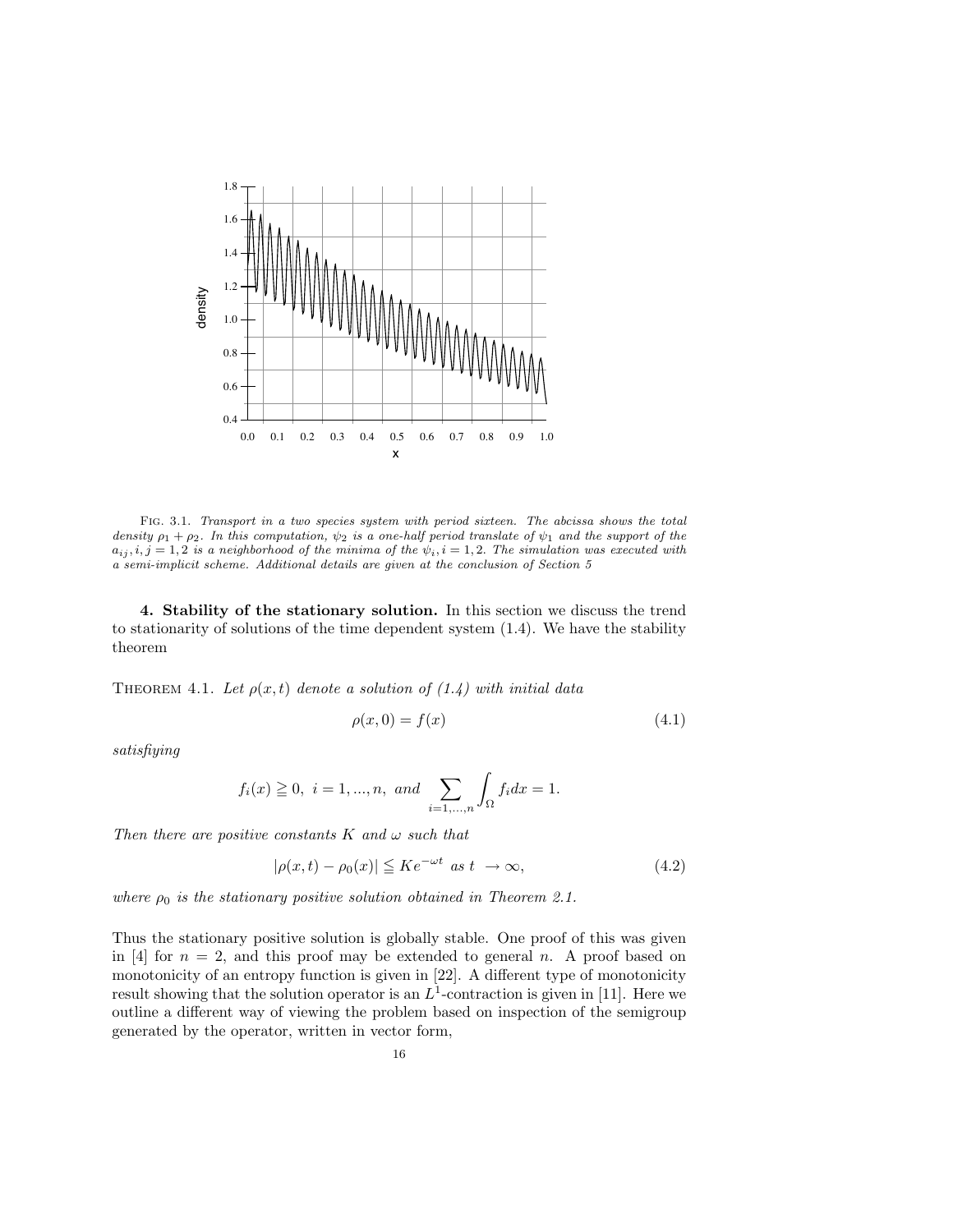FIG. 3.1. *Transport in a two species system with period sixteen. The abcissa shows the total density $\rho_1 + \rho_2$. In this computation, $\psi_2$ is a one-half period translate of $\psi_1$ and the support of the $a_{ij}, i, j = 1, 2$ is a neighborhood of the minima of the $\psi_i, i = 1, 2$. The simulation was executed with a semi-implicit scheme. Additional details are given at the conclusion of Section 5*

## 4. Stability of the stationary solution.

In this section we discuss the trend to stationarity of solutions of the time dependent system (1.4). We have the stability theorem

THEOREM 4.1. *Let $\rho(x, t)$ denote a solution of (1.4) with initial data*

$$\rho(x, 0) = f(x) \tag{4.1}$$

*satisfiying*

$$f_i(x) \geqq 0, \; i = 1, ..., n, \; and \; \sum_{i=1,...,n} \int_\Omega f_i dx = 1.$$

*Then there are positive constants $K$ and $\omega$ such that*

$$|\rho(x, t) - \rho_0(x)| \leqq K e^{-\omega t} \; as \; t \; \to \infty, \tag{4.2}$$

*where $\rho_0$ is the stationary positive solution obtained in Theorem 2.1.*

Thus the stationary positive solution is globally stable. One proof of this was given in [4] for $n = 2$, and this proof may be extended to general $n$. A proof based on monotonicity of an entropy function is given in [22]. A different type of monotonicity result showing that the solution operator is an $L^1$-contraction is given in [11]. Here we outline a different way of viewing the problem based on inspection of the semigroup generated by the operator, written in vector form,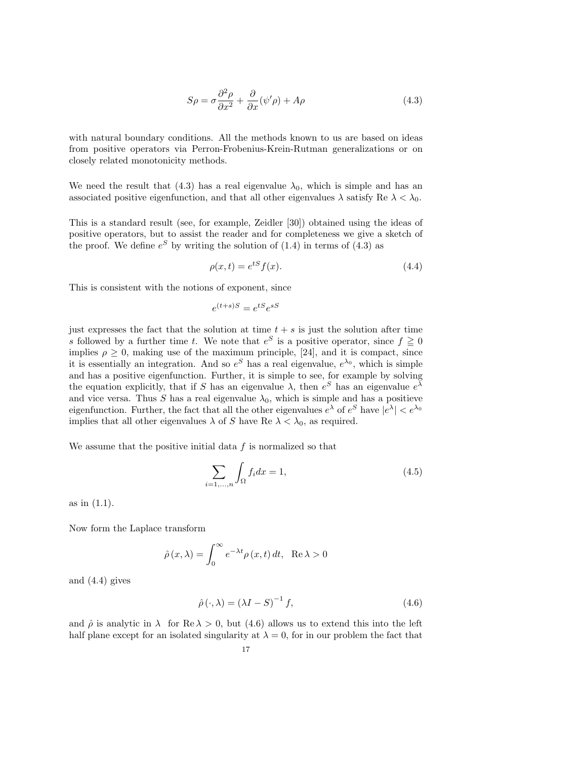$$S\rho = \sigma \frac{\partial^2 \rho}{\partial x^2} + \frac{\partial}{\partial x}(\psi' \rho) + A\rho \tag{4.3}$$

with natural boundary conditions. All the methods known to us are based on ideas from positive operators via Perron-Frobenius-Krein-Rutman generalizations or on closely related monotonicity methods.

We need the result that (4.3) has a real eigenvalue $\lambda_0$, which is simple and has an associated positive eigenfunction, and that all other eigenvalues $\lambda$ satisfy Re $\lambda < \lambda_0$.

This is a standard result (see, for example, Zeidler [30]) obtained using the ideas of positive operators, but to assist the reader and for completeness we give a sketch of the proof. We define $e^S$ by writing the solution of (1.4) in terms of (4.3) as

$$\rho(x,t) = e^{tS} f(x). \tag{4.4}$$

This is consistent with the notions of exponent, since

$$e^{(t+s)S} = e^{tS} e^{sS}$$

just expresses the fact that the solution at time $t+s$ is just the solution after time $s$ followed by a further time $t$. We note that $e^S$ is a positive operator, since $f \geqq 0$ implies $\rho \geq 0$, making use of the maximum principle, [24], and it is compact, since it is essentially an integration. And so $e^S$ has a real eigenvalue, $e^{\lambda_0}$, which is simple and has a positive eigenfunction. Further, it is simple to see, for example by solving the equation explicitly, that if $S$ has an eigenvalue $\lambda$, then $e^S$ has an eigenvalue $e^\lambda$ and vice versa. Thus $S$ has a real eigenvalue $\lambda_0$, which is simple and has a positieve eigenfunction. Further, the fact that all the other eigenvalues $e^\lambda$ of $e^S$ have $|e^\lambda| < e^{\lambda_0}$ implies that all other eigenvalues $\lambda$ of $S$ have Re $\lambda < \lambda_0$, as required.

We assume that the positive initial data $f$ is normalized so that

$$\sum_{i=1,\dots,n} \int_\Omega f_i dx = 1, \tag{4.5}$$

as in (1.1).

Now form the Laplace transform

$$\hat{\rho}(x,\lambda) = \int_0^\infty e^{-\lambda t} \rho(x,t)\, dt, \quad \mathrm{Re}\,\lambda > 0$$

and (4.4) gives

$$\hat{\rho}(\cdot,\lambda) = (\lambda I - S)^{-1} f, \tag{4.6}$$

and $\hat{\rho}$ is analytic in $\lambda$ for $\mathrm{Re}\,\lambda > 0$, but (4.6) allows us to extend this into the left half plane except for an isolated singularity at $\lambda = 0$, for in our problem the fact that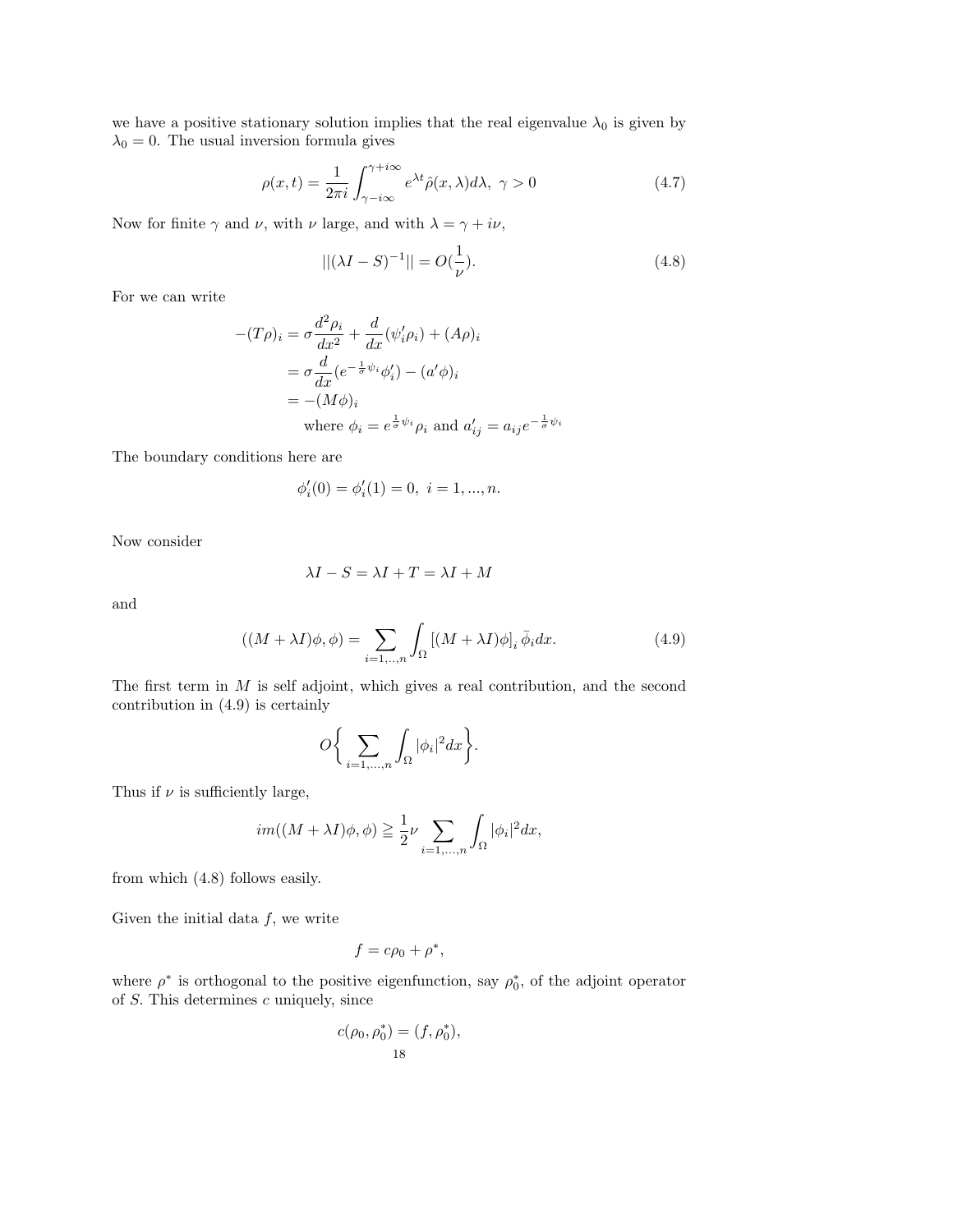we have a positive stationary solution implies that the real eigenvalue $\lambda_0$ is given by $\lambda_0 = 0$. The usual inversion formula gives

$$\rho(x,t) = \frac{1}{2\pi i}\int_{\gamma - i\infty}^{\gamma + i\infty} e^{\lambda t}\hat{\rho}(x,\lambda)d\lambda,\ \gamma > 0 \tag{4.7}$$

Now for finite $\gamma$ and $\nu$, with $\nu$ large, and with $\lambda = \gamma + i\nu$,

$$||(\lambda I - S)^{-1}|| = O(\frac{1}{\nu}). \tag{4.8}$$

For we can write

$$\begin{aligned}
-(T\rho)_i &= \sigma\frac{d^2\rho_i}{dx^2} + \frac{d}{dx}(\psi_i'\rho_i) + (A\rho)_i \\
&= \sigma\frac{d}{dx}(e^{-\frac{1}{\sigma}\psi_i}\phi_i') - (a'\phi)_i \\
&= -(M\phi)_i \\
&\quad \text{where } \phi_i = e^{\frac{1}{\sigma}\psi_i}\rho_i \text{ and } a_{ij}' = a_{ij}e^{-\frac{1}{\sigma}\psi_i}
\end{aligned}$$

The boundary conditions here are

$$\phi_i'(0) = \phi_i'(1) = 0,\ i = 1,...,n.$$

Now consider

$$\lambda I - S = \lambda I + T = \lambda I + M$$

and

$$((M+\lambda I)\phi, \phi) = \sum_{i=1,..,n}\int_\Omega [(M+\lambda I)\phi]_i\,\bar{\phi}_i dx. \tag{4.9}$$

The first term in $M$ is self adjoint, which gives a real contribution, and the second contribution in (4.9) is certainly

$$O\Big\{\sum_{i=1,...,n}\int_\Omega |\phi_i|^2 dx\Big\}.$$

Thus if $\nu$ is sufficiently large,

$$im((M+\lambda I)\phi,\phi) \geqq \frac{1}{2}\nu\sum_{i=1,...,n}\int_\Omega |\phi_i|^2 dx,$$

from which (4.8) follows easily.

Given the initial data $f$, we write

$$f = c\rho_0 + \rho^*,$$

where $\rho^*$ is orthogonal to the positive eigenfunction, say $\rho_0^*$, of the adjoint operator of $S$. This determines $c$ uniquely, since

$$c(\rho_0, \rho_0^*) = (f, \rho_0^*),$$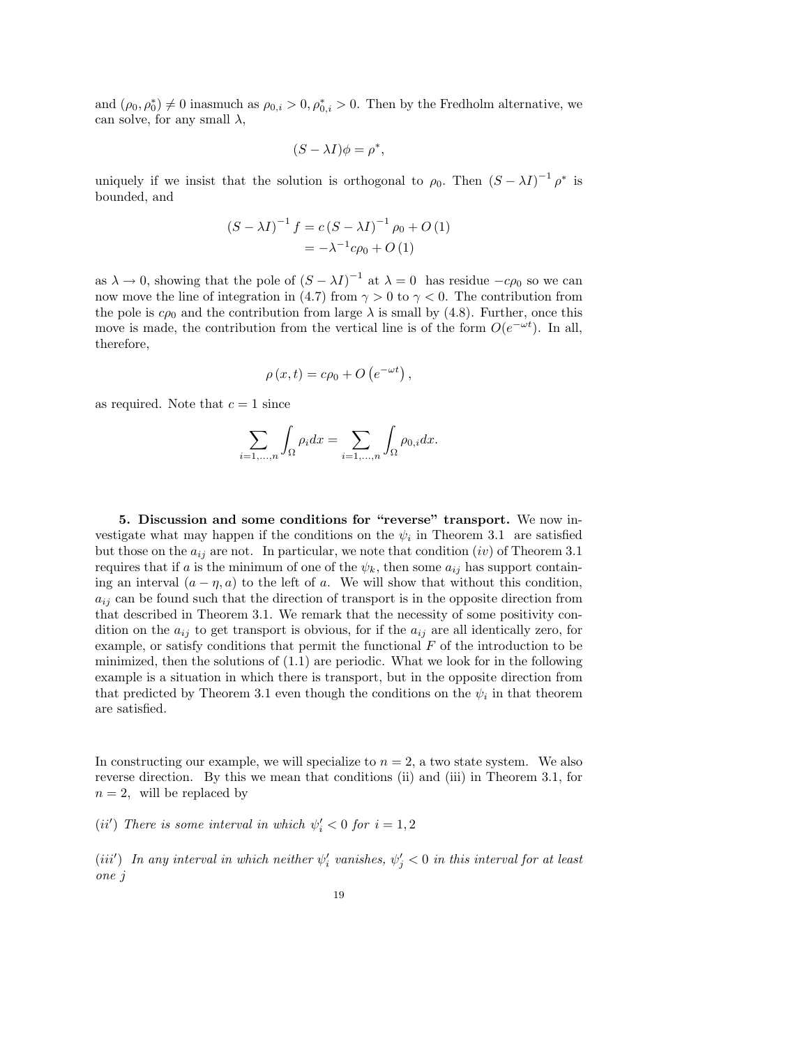and $(\rho_0, \rho_0^*) \neq 0$ inasmuch as $\rho_{0,i} > 0, \rho_{0,i}^* > 0$. Then by the Fredholm alternative, we can solve, for any small $\lambda$,

$$(S - \lambda I)\phi = \rho^*,$$

uniquely if we insist that the solution is orthogonal to $\rho_0$. Then $(S - \lambda I)^{-1} \rho^*$ is bounded, and

$$\begin{aligned}(S - \lambda I)^{-1} f &= c\,(S - \lambda I)^{-1} \rho_0 + O\,(1) \\ &= -\lambda^{-1} c \rho_0 + O\,(1)\end{aligned}$$

as $\lambda \to 0$, showing that the pole of $(S - \lambda I)^{-1}$ at $\lambda = 0$ has residue $-c\rho_0$ so we can now move the line of integration in (4.7) from $\gamma > 0$ to $\gamma < 0$. The contribution from the pole is $c\rho_0$ and the contribution from large $\lambda$ is small by (4.8). Further, once this move is made, the contribution from the vertical line is of the form $O(e^{-\omega t})$. In all, therefore,

$$\rho\,(x, t) = c\rho_0 + O\left(e^{-\omega t}\right),$$

as required. Note that $c = 1$ since

$$\sum_{i=1,\ldots,n} \int_\Omega \rho_i dx = \sum_{i=1,\ldots,n} \int_\Omega \rho_{0,i} dx.$$

**5. Discussion and some conditions for "reverse" transport.** We now investigate what may happen if the conditions on the $\psi_i$ in Theorem 3.1 are satisfied but those on the $a_{ij}$ are not. In particular, we note that condition $(iv)$ of Theorem 3.1 requires that if $a$ is the minimum of one of the $\psi_k$, then some $a_{ij}$ has support containing an interval $(a - \eta, a)$ to the left of $a$. We will show that without this condition, $a_{ij}$ can be found such that the direction of transport is in the opposite direction from that described in Theorem 3.1. We remark that the necessity of some positivity condition on the $a_{ij}$ to get transport is obvious, for if the $a_{ij}$ are all identically zero, for example, or satisfy conditions that permit the functional $F$ of the introduction to be minimized, then the solutions of (1.1) are periodic. What we look for in the following example is a situation in which there is transport, but in the opposite direction from that predicted by Theorem 3.1 even though the conditions on the $\psi_i$ in that theorem are satisfied.

In constructing our example, we will specialize to $n = 2$, a two state system. We also reverse direction. By this we mean that conditions (ii) and (iii) in Theorem 3.1, for $n = 2$, will be replaced by

$(ii')$ *There is some interval in which* $\psi_i' < 0$ *for* $i = 1, 2$

$(iii')$ *In any interval in which neither* $\psi_i'$ *vanishes,* $\psi_j' < 0$ *in this interval for at least one* $j$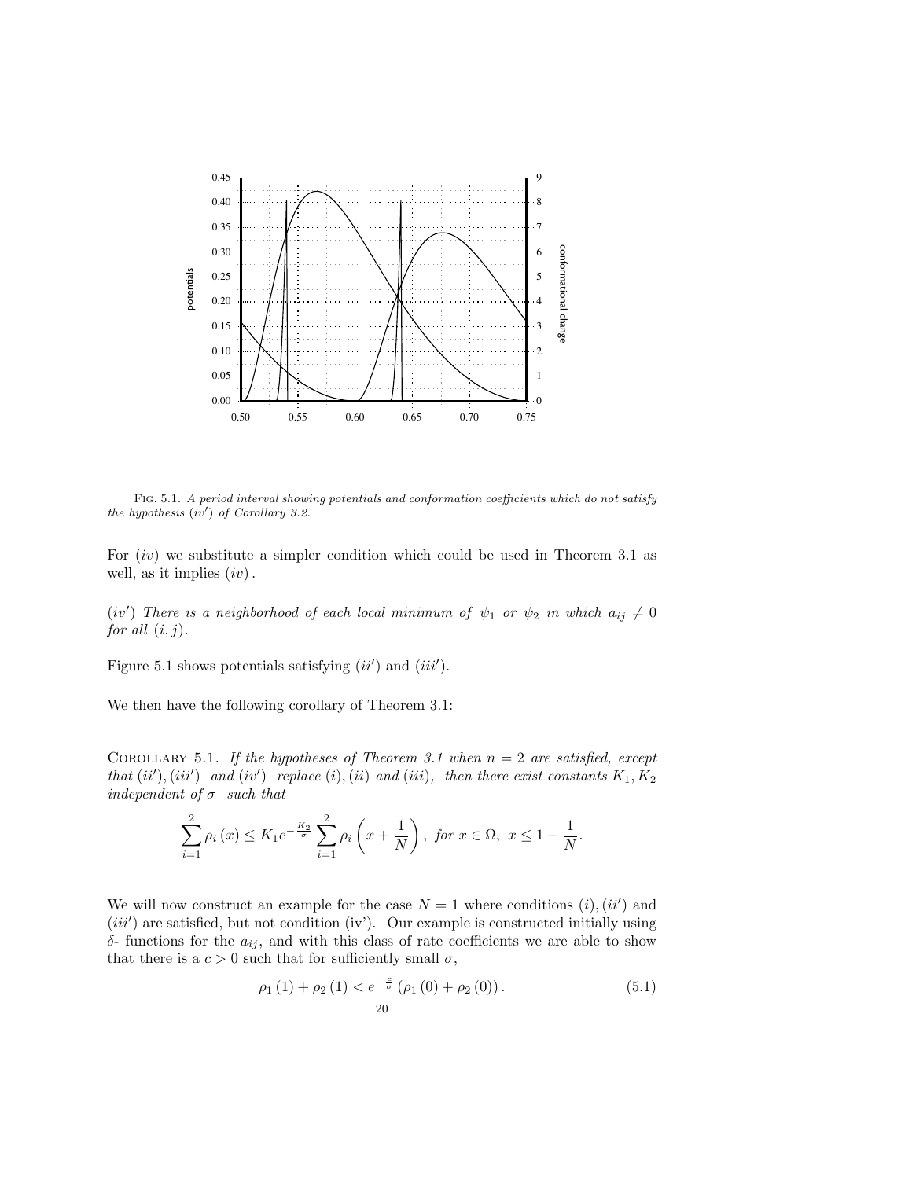FIG. 5.1. *A period interval showing potentials and conformation coefficients which do not satisfy the hypothesis $(iv')$ of Corollary 3.2.*

For $(iv)$ we substitute a simpler condition which could be used in Theorem 3.1 as well, as it implies $(iv)$.

*$(iv')$ There is a neighborhood of each local minimum of $\psi_1$ or $\psi_2$ in which $a_{ij} \neq 0$ for all $(i, j)$.*

Figure 5.1 shows potentials satisfying $(ii')$ and $(iii')$.

We then have the following corollary of Theorem 3.1:

COROLLARY 5.1. *If the hypotheses of Theorem 3.1 when $n = 2$ are satisfied, except that $(ii'), (iii')$ and $(iv')$ replace $(i), (ii)$ and $(iii)$, then there exist constants $K_1, K_2$ independent of $\sigma$ such that*

$$\sum_{i=1}^{2} \rho_i(x) \leq K_1 e^{-\frac{K_2}{\sigma}} \sum_{i=1}^{2} \rho_i\left(x + \frac{1}{N}\right), \text{ for } x \in \Omega,\ x \leq 1 - \frac{1}{N}.$$

We will now construct an example for the case $N = 1$ where conditions $(i), (ii')$ and $(iii')$ are satisfied, but not condition (iv'). Our example is constructed initially using $\delta$- functions for the $a_{ij}$, and with this class of rate coefficients we are able to show that there is a $c > 0$ such that for sufficiently small $\sigma$,

$$\rho_1(1) + \rho_2(1) < e^{-\frac{c}{\sigma}} (\rho_1(0) + \rho_2(0)). \tag{5.1}$$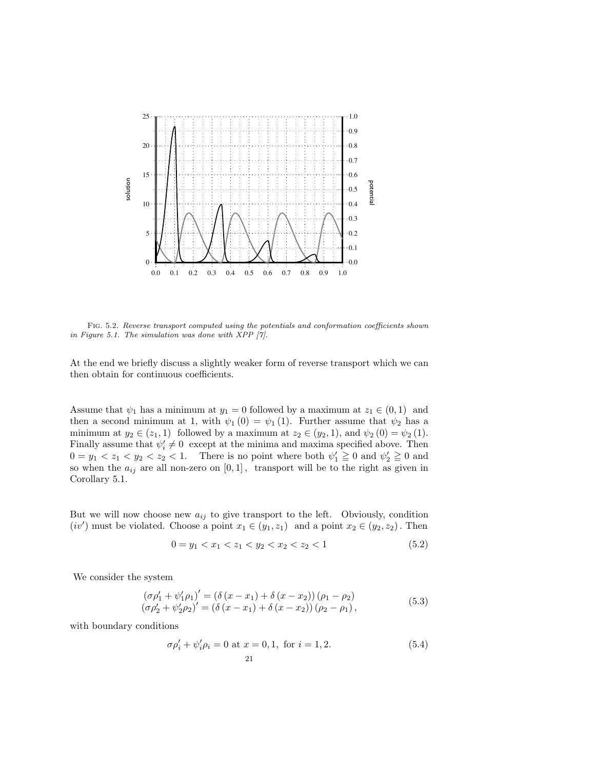Fig. 5.2. *Reverse transport computed using the potentials and conformation coefficients shown in Figure 5.1. The simulation was done with XPP [7].*

At the end we briefly discuss a slightly weaker form of reverse transport which we can then obtain for continuous coefficients.

Assume that $\psi_1$ has a minimum at $y_1 = 0$ followed by a maximum at $z_1 \in (0,1)$ and then a second minimum at 1, with $\psi_1(0) = \psi_1(1)$. Further assume that $\psi_2$ has a minimum at $y_2 \in (z_1, 1)$ followed by a maximum at $z_2 \in (y_2, 1)$, and $\psi_2(0) = \psi_2(1)$. Finally assume that $\psi_i' \neq 0$ except at the minima and maxima specified above. Then $0 = y_1 < z_1 < y_2 < z_2 < 1$. There is no point where both $\psi_1' \geqq 0$ and $\psi_2' \geqq 0$ and so when the $a_{ij}$ are all non-zero on $[0,1]$, transport will be to the right as given in Corollary 5.1.

But we will now choose new $a_{ij}$ to give transport to the left. Obviously, condition $(iv')$ must be violated. Choose a point $x_1 \in (y_1, z_1)$ and a point $x_2 \in (y_2, z_2)$. Then

$$0 = y_1 < x_1 < z_1 < y_2 < x_2 < z_2 < 1 \tag{5.2}$$

We consider the system

$$\begin{aligned} (\sigma\rho_1' + \psi_1'\rho_1)' &= (\delta(x - x_1) + \delta(x - x_2))(\rho_1 - \rho_2) \\ (\sigma\rho_2' + \psi_2'\rho_2)' &= (\delta(x - x_1) + \delta(x - x_2))(\rho_2 - \rho_1), \end{aligned} \tag{5.3}$$

with boundary conditions

$$\sigma\rho_i' + \psi_i'\rho_i = 0 \text{ at } x = 0, 1, \text{ for } i = 1, 2. \tag{5.4}$$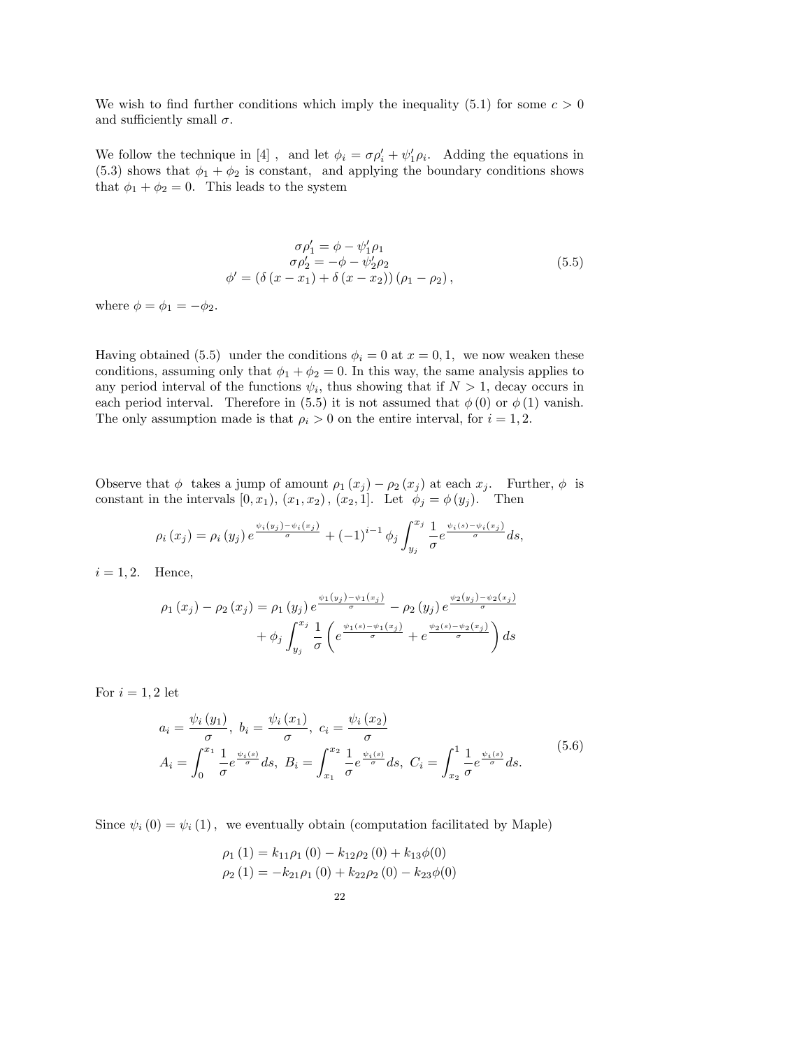We wish to find further conditions which imply the inequality (5.1) for some $c > 0$ and sufficiently small $\sigma$.

We follow the technique in [4] , and let $\phi_i = \sigma\rho_i' + \psi_1'\rho_i$. Adding the equations in (5.3) shows that $\phi_1 + \phi_2$ is constant, and applying the boundary conditions shows that $\phi_1 + \phi_2 = 0$. This leads to the system

$$
\begin{aligned}
\sigma\rho_1' &= \phi - \psi_1'\rho_1 \\
\sigma\rho_2' &= -\phi - \psi_2'\rho_2 \\
\phi' &= \left(\delta\left(x - x_1\right) + \delta\left(x - x_2\right)\right)\left(\rho_1 - \rho_2\right),
\end{aligned}
\tag{5.5}
$$

where $\phi = \phi_1 = -\phi_2$.

Having obtained (5.5) under the conditions $\phi_i = 0$ at $x = 0, 1$, we now weaken these conditions, assuming only that $\phi_1 + \phi_2 = 0$. In this way, the same analysis applies to any period interval of the functions $\psi_i$, thus showing that if $N > 1$, decay occurs in each period interval. Therefore in (5.5) it is not assumed that $\phi(0)$ or $\phi(1)$ vanish. The only assumption made is that $\rho_i > 0$ on the entire interval, for $i = 1, 2$.

Observe that $\phi$ takes a jump of amount $\rho_1(x_j) - \rho_2(x_j)$ at each $x_j$. Further, $\phi$ is constant in the intervals $[0, x_1)$, $(x_1, x_2)$, $(x_2, 1]$. Let $\phi_j = \phi(y_j)$. Then

$$
\rho_i(x_j) = \rho_i(y_j)\, e^{\frac{\psi_i(y_j) - \psi_i(x_j)}{\sigma}} + (-1)^{i-1}\phi_j \int_{y_j}^{x_j} \frac{1}{\sigma} e^{\frac{\psi_i(s) - \psi_i(x_j)}{\sigma}} ds,
$$

$i = 1, 2$. Hence,

$$
\begin{aligned}
\rho_1(x_j) - \rho_2(x_j) = {}& \rho_1(y_j)\, e^{\frac{\psi_1(y_j) - \psi_1(x_j)}{\sigma}} - \rho_2(y_j)\, e^{\frac{\psi_2(y_j) - \psi_2(x_j)}{\sigma}} \\
& + \phi_j \int_{y_j}^{x_j} \frac{1}{\sigma}\left(e^{\frac{\psi_1(s) - \psi_1(x_j)}{\sigma}} + e^{\frac{\psi_2(s) - \psi_2(x_j)}{\sigma}}\right) ds
\end{aligned}
$$

For $i = 1, 2$ let

$$
\begin{aligned}
& a_i = \frac{\psi_i(y_1)}{\sigma},\ b_i = \frac{\psi_i(x_1)}{\sigma},\ c_i = \frac{\psi_i(x_2)}{\sigma} \\
& A_i = \int_0^{x_1} \frac{1}{\sigma} e^{\frac{\psi_i(s)}{\sigma}} ds,\ B_i = \int_{x_1}^{x_2} \frac{1}{\sigma} e^{\frac{\psi_i(s)}{\sigma}} ds,\ C_i = \int_{x_2}^{1} \frac{1}{\sigma} e^{\frac{\psi_i(s)}{\sigma}} ds.
\end{aligned}
\tag{5.6}
$$

Since $\psi_i(0) = \psi_i(1)$, we eventually obtain (computation facilitated by Maple)

$$
\begin{aligned}
\rho_1(1) &= k_{11}\rho_1(0) - k_{12}\rho_2(0) + k_{13}\phi(0) \\
\rho_2(1) &= -k_{21}\rho_1(0) + k_{22}\rho_2(0) - k_{23}\phi(0)
\end{aligned}
$$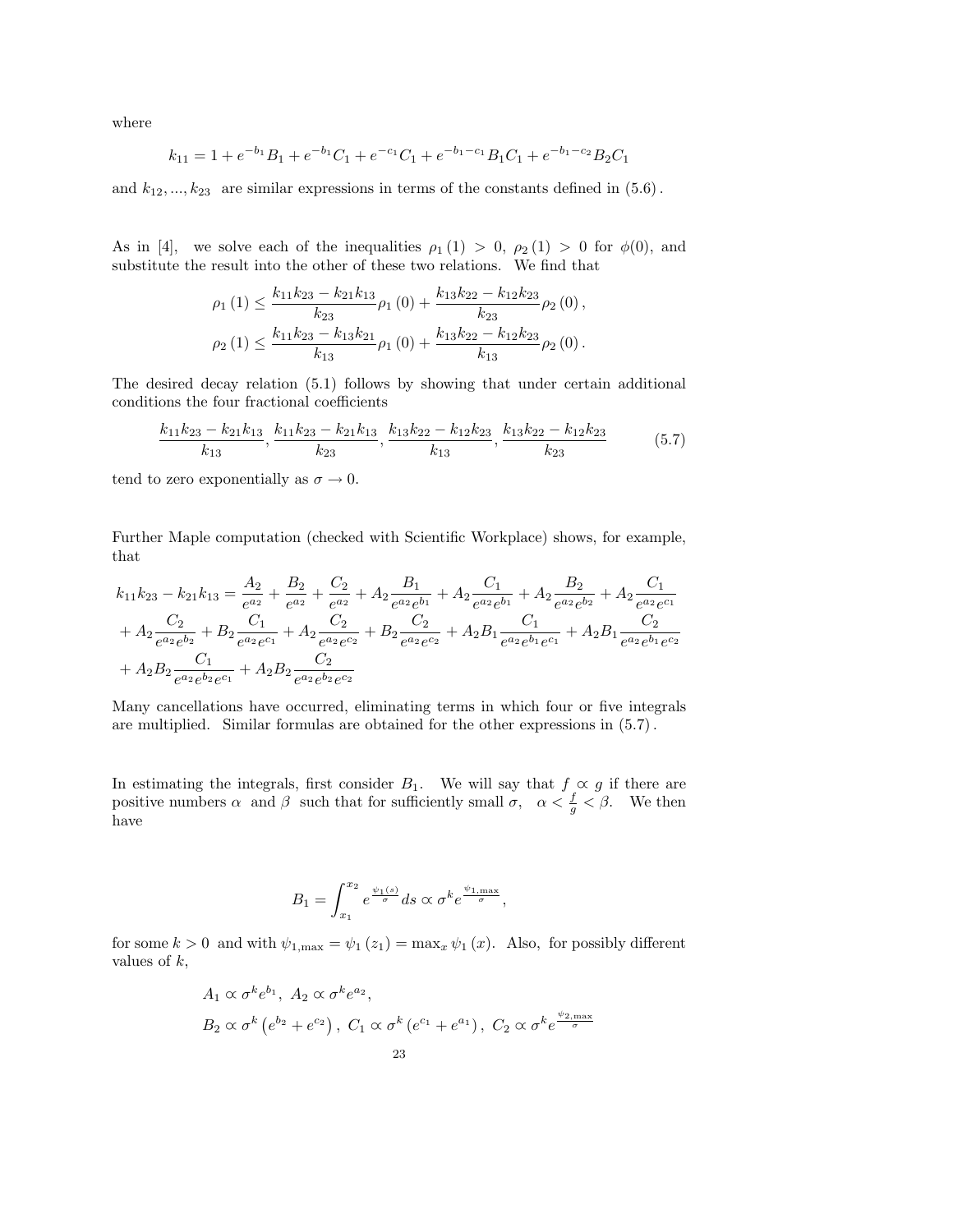where

$$k_{11} = 1 + e^{-b_1} B_1 + e^{-b_1} C_1 + e^{-c_1} C_1 + e^{-b_1 - c_1} B_1 C_1 + e^{-b_1 - c_2} B_2 C_1$$

and $k_{12}, ..., k_{23}$ are similar expressions in terms of the constants defined in $(5.6)$.

As in [4], we solve each of the inequalities $\rho_1(1) > 0$, $\rho_2(1) > 0$ for $\phi(0)$, and substitute the result into the other of these two relations. We find that

$$\rho_1(1) \leq \frac{k_{11}k_{23} - k_{21}k_{13}}{k_{23}} \rho_1(0) + \frac{k_{13}k_{22} - k_{12}k_{23}}{k_{23}} \rho_2(0),$$

$$\rho_2(1) \leq \frac{k_{11}k_{23} - k_{13}k_{21}}{k_{13}} \rho_1(0) + \frac{k_{13}k_{22} - k_{12}k_{23}}{k_{13}} \rho_2(0).$$

The desired decay relation (5.1) follows by showing that under certain additional conditions the four fractional coefficients

$$\frac{k_{11}k_{23} - k_{21}k_{13}}{k_{13}}, \frac{k_{11}k_{23} - k_{21}k_{13}}{k_{23}}, \frac{k_{13}k_{22} - k_{12}k_{23}}{k_{13}}, \frac{k_{13}k_{22} - k_{12}k_{23}}{k_{23}} \tag{5.7}$$

tend to zero exponentially as $\sigma \to 0$.

Further Maple computation (checked with Scientific Workplace) shows, for example, that

$$\begin{aligned} k_{11}k_{23} - k_{21}k_{13} &= \frac{A_2}{e^{a_2}} + \frac{B_2}{e^{a_2}} + \frac{C_2}{e^{a_2}} + A_2 \frac{B_1}{e^{a_2} e^{b_1}} + A_2 \frac{C_1}{e^{a_2} e^{b_1}} + A_2 \frac{B_2}{e^{a_2} e^{b_2}} + A_2 \frac{C_1}{e^{a_2} e^{c_1}} \\ &+ A_2 \frac{C_2}{e^{a_2} e^{b_2}} + B_2 \frac{C_1}{e^{a_2} e^{c_1}} + A_2 \frac{C_2}{e^{a_2} e^{c_2}} + B_2 \frac{C_2}{e^{a_2} e^{c_2}} + A_2 B_1 \frac{C_1}{e^{a_2} e^{b_1} e^{c_1}} + A_2 B_1 \frac{C_2}{e^{a_2} e^{b_1} e^{c_2}} \\ &+ A_2 B_2 \frac{C_1}{e^{a_2} e^{b_2} e^{c_1}} + A_2 B_2 \frac{C_2}{e^{a_2} e^{b_2} e^{c_2}} \end{aligned}$$

Many cancellations have occurred, eliminating terms in which four or five integrals are multiplied. Similar formulas are obtained for the other expressions in $(5.7)$.

In estimating the integrals, first consider $B_1$. We will say that $f \propto g$ if there are positive numbers $\alpha$ and $\beta$ such that for sufficiently small $\sigma$, $\alpha < \frac{f}{g} < \beta$. We then have

$$B_1 = \int_{x_1}^{x_2} e^{\frac{\psi_1(s)}{\sigma}} ds \propto \sigma^k e^{\frac{\psi_{1,\max}}{\sigma}},$$

for some $k > 0$ and with $\psi_{1,\max} = \psi_1(z_1) = \max_x \psi_1(x)$. Also, for possibly different values of $k$,

$$A_1 \propto \sigma^k e^{b_1}, \; A_2 \propto \sigma^k e^{a_2},$$

$$B_2 \propto \sigma^k \left(e^{b_2} + e^{c_2}\right), \; C_1 \propto \sigma^k \left(e^{c_1} + e^{a_1}\right), \; C_2 \propto \sigma^k e^{\frac{\psi_{2,\max}}{\sigma}}$$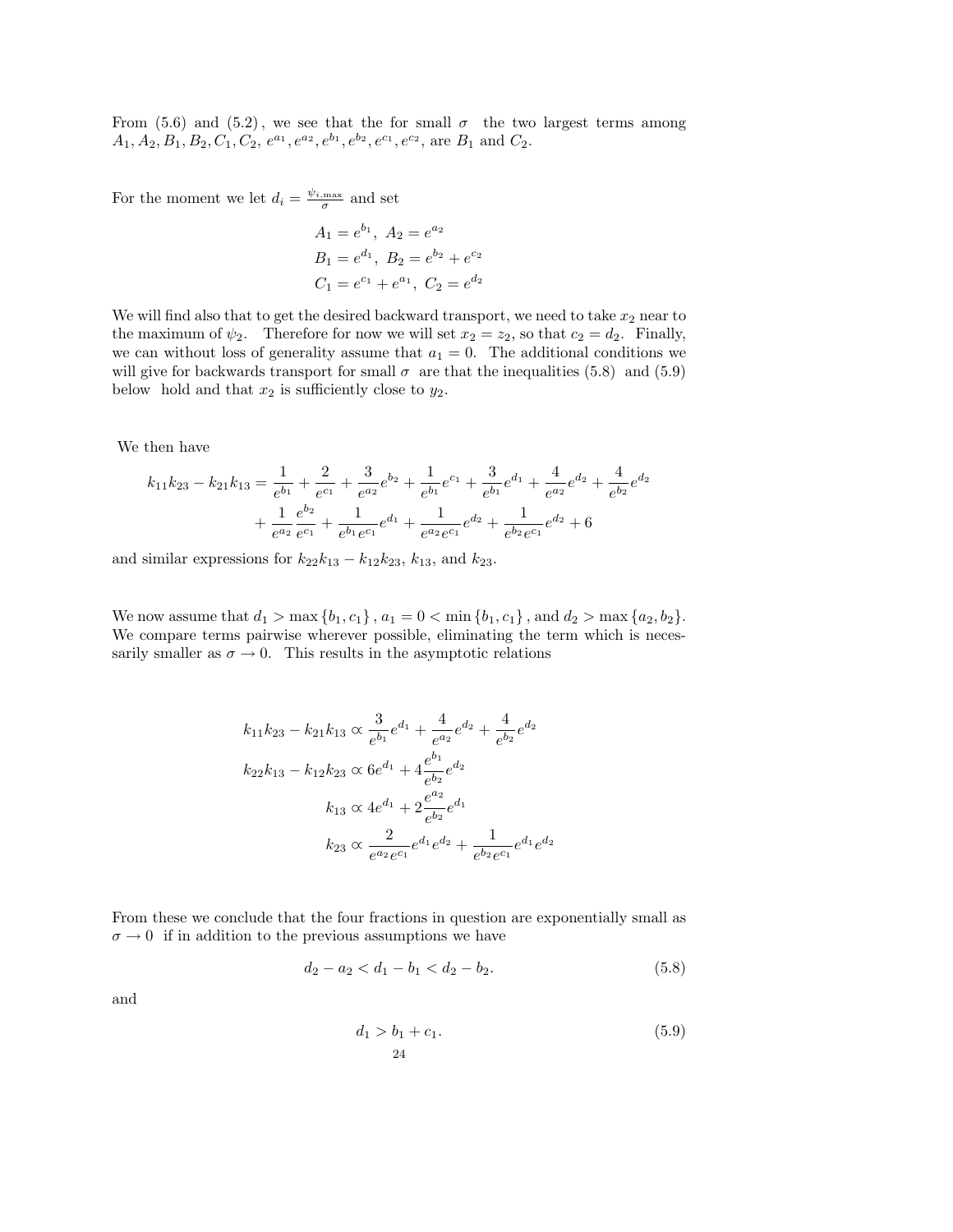From (5.6) and (5.2), we see that the for small $\sigma$ the two largest terms among $A_1, A_2, B_1, B_2, C_1, C_2, e^{a_1}, e^{a_2}, e^{b_1}, e^{b_2}, e^{c_1}, e^{c_2}$, are $B_1$ and $C_2$.

For the moment we let $d_i = \frac{\psi_{i,\max}}{\sigma}$ and set

$$
\begin{aligned}
A_1 &= e^{b_1},\ A_2 = e^{a_2} \\
B_1 &= e^{d_1},\ B_2 = e^{b_2} + e^{c_2} \\
C_1 &= e^{c_1} + e^{a_1},\ C_2 = e^{d_2}
\end{aligned}
$$

We will find also that to get the desired backward transport, we need to take $x_2$ near to the maximum of $\psi_2$. Therefore for now we will set $x_2 = z_2$, so that $c_2 = d_2$. Finally, we can without loss of generality assume that $a_1 = 0$. The additional conditions we will give for backwards transport for small $\sigma$ are that the inequalities (5.8) and (5.9) below hold and that $x_2$ is sufficiently close to $y_2$.

We then have

$$
\begin{aligned}
k_{11}k_{23} - k_{21}k_{13} = &\frac{1}{e^{b_1}} + \frac{2}{e^{c_1}} + \frac{3}{e^{a_2}}e^{b_2} + \frac{1}{e^{b_1}}e^{c_1} + \frac{3}{e^{b_1}}e^{d_1} + \frac{4}{e^{a_2}}e^{d_2} + \frac{4}{e^{b_2}}e^{d_2} \\
&+ \frac{1}{e^{a_2}}\frac{e^{b_2}}{e^{c_1}} + \frac{1}{e^{b_1}e^{c_1}}e^{d_1} + \frac{1}{e^{a_2}e^{c_1}}e^{d_2} + \frac{1}{e^{b_2}e^{c_1}}e^{d_2} + 6
\end{aligned}
$$

and similar expressions for $k_{22}k_{13} - k_{12}k_{23}$, $k_{13}$, and $k_{23}$.

We now assume that $d_1 > \max\{b_1, c_1\}$, $a_1 = 0 < \min\{b_1, c_1\}$, and $d_2 > \max\{a_2, b_2\}$. We compare terms pairwise wherever possible, eliminating the term which is necessarily smaller as $\sigma \to 0$. This results in the asymptotic relations

$$
\begin{aligned}
k_{11}k_{23} - k_{21}k_{13} &\propto \frac{3}{e^{b_1}}e^{d_1} + \frac{4}{e^{a_2}}e^{d_2} + \frac{4}{e^{b_2}}e^{d_2} \\
k_{22}k_{13} - k_{12}k_{23} &\propto 6e^{d_1} + 4\frac{e^{b_1}}{e^{b_2}}e^{d_2} \\
k_{13} &\propto 4e^{d_1} + 2\frac{e^{a_2}}{e^{b_2}}e^{d_1} \\
k_{23} &\propto \frac{2}{e^{a_2}e^{c_1}}e^{d_1}e^{d_2} + \frac{1}{e^{b_2}e^{c_1}}e^{d_1}e^{d_2}
\end{aligned}
$$

From these we conclude that the four fractions in question are exponentially small as $\sigma \to 0$ if in addition to the previous assumptions we have

$$
d_2 - a_2 < d_1 - b_1 < d_2 - b_2. \tag{5.8}
$$

and

$$
d_1 > b_1 + c_1. \tag{5.9}
$$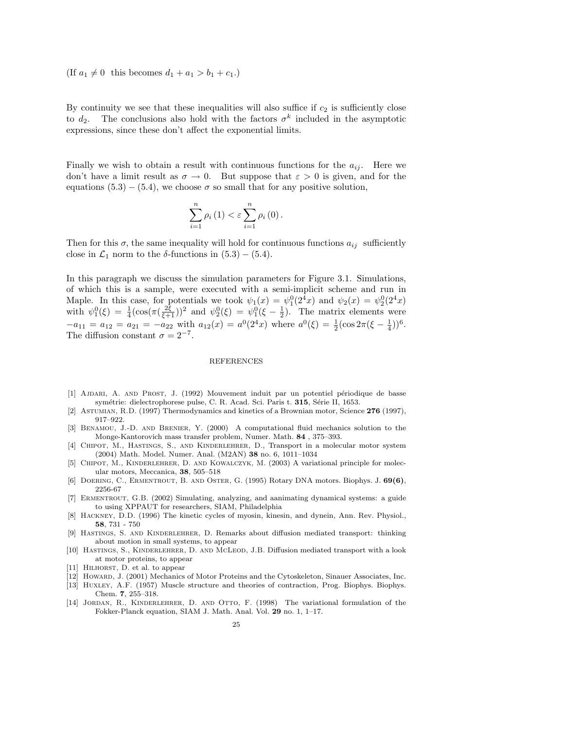(If $a_1 \neq 0$ this becomes $d_1 + a_1 > b_1 + c_1$.)

By continuity we see that these inequalities will also suffice if $c_2$ is sufficiently close to $d_2$. The conclusions also hold with the factors $\sigma^k$ included in the asymptotic expressions, since these don't affect the exponential limits.

Finally we wish to obtain a result with continuous functions for the $a_{ij}$. Here we don't have a limit result as $\sigma \to 0$. But suppose that $\varepsilon > 0$ is given, and for the equations (5.3) – (5.4), we choose $\sigma$ so small that for any positive solution,

$$\sum_{i=1}^{n} \rho_i(1) < \varepsilon \sum_{i=1}^{n} \rho_i(0).$$

Then for this $\sigma$, the same inequality will hold for continuous functions $a_{ij}$ sufficiently close in $\mathcal{L}_1$ norm to the $\delta$-functions in (5.3) – (5.4).

In this paragraph we discuss the simulation parameters for Figure 3.1. Simulations, of which this is a sample, were executed with a semi-implicit scheme and run in Maple. In this case, for potentials we took $\psi_1(x) = \psi_1^0(2^4 x)$ and $\psi_2(x) = \psi_2^0(2^4 x)$ with $\psi_1^0(\xi) = \frac{1}{4}(\cos(\pi(\frac{2\xi}{\xi+1}))^2$ and $\psi_2^0(\xi) = \psi_1^0(\xi - \frac{1}{2})$. The matrix elements were $-a_{11} = a_{12} = a_{21} = -a_{22}$ with $a_{12}(x) = a^0(2^4 x)$ where $a^0(\xi) = \frac{1}{2}(\cos 2\pi(\xi - \frac{1}{4}))^6$. The diffusion constant $\sigma = 2^{-7}$.

## REFERENCES

[1] Ajdari, A. and Prost, J. (1992) Mouvement induit par un potentiel périodique de basse symétrie: dielectrophorese pulse, C. R. Acad. Sci. Paris t. **315**, Série II, 1653.

[2] Astumian, R.D. (1997) Thermodynamics and kinetics of a Brownian motor, Science **276** (1997), 917–922.

[3] Benamou, J.-D. and Brenier, Y. (2000) A computational fluid mechanics solution to the Monge-Kantorovich mass transfer problem, Numer. Math. **84** , 375–393.

[4] Chipot, M., Hastings, S., and Kinderlehrer, D., Transport in a molecular motor system (2004) Math. Model. Numer. Anal. (M2AN) **38** no. 6, 1011–1034

[5] Chipot, M., Kinderlehrer, D. and Kowalczyk, M. (2003) A variational principle for molecular motors, Meccanica, **38**, 505–518

[6] Doering, C., Ermentrout, B. and Oster, G. (1995) Rotary DNA motors. Biophys. J. **69(6)**, 2256-67

[7] Ermentrout, G.B. (2002) Simulating, analyzing, and aanimating dynamical systems: a guide to using XPPAUT for researchers, SIAM, Philadelphia

[8] Hackney, D.D. (1996) The kinetic cycles of myosin, kinesin, and dynein, Ann. Rev. Physiol., **58**, 731 - 750

[9] Hastings, S. and Kinderlehrer, D. Remarks about diffusion mediated transport: thinking about motion in small systems, to appear

[10] Hastings, S., Kinderlehrer, D. and McLeod, J.B. Diffusion mediated transport with a look at motor proteins, to appear

[11] Hilhorst, D. et al. to appear

[12] Howard, J. (2001) Mechanics of Motor Proteins and the Cytoskeleton, Sinauer Associates, Inc.

[13] Huxley, A.F. (1957) Muscle structure and theories of contraction, Prog. Biophys. Biophys. Chem. **7**, 255–318.

[14] Jordan, R., Kinderlehrer, D. and Otto, F. (1998) The variational formulation of the Fokker-Planck equation, SIAM J. Math. Anal. Vol. **29** no. 1, 1–17.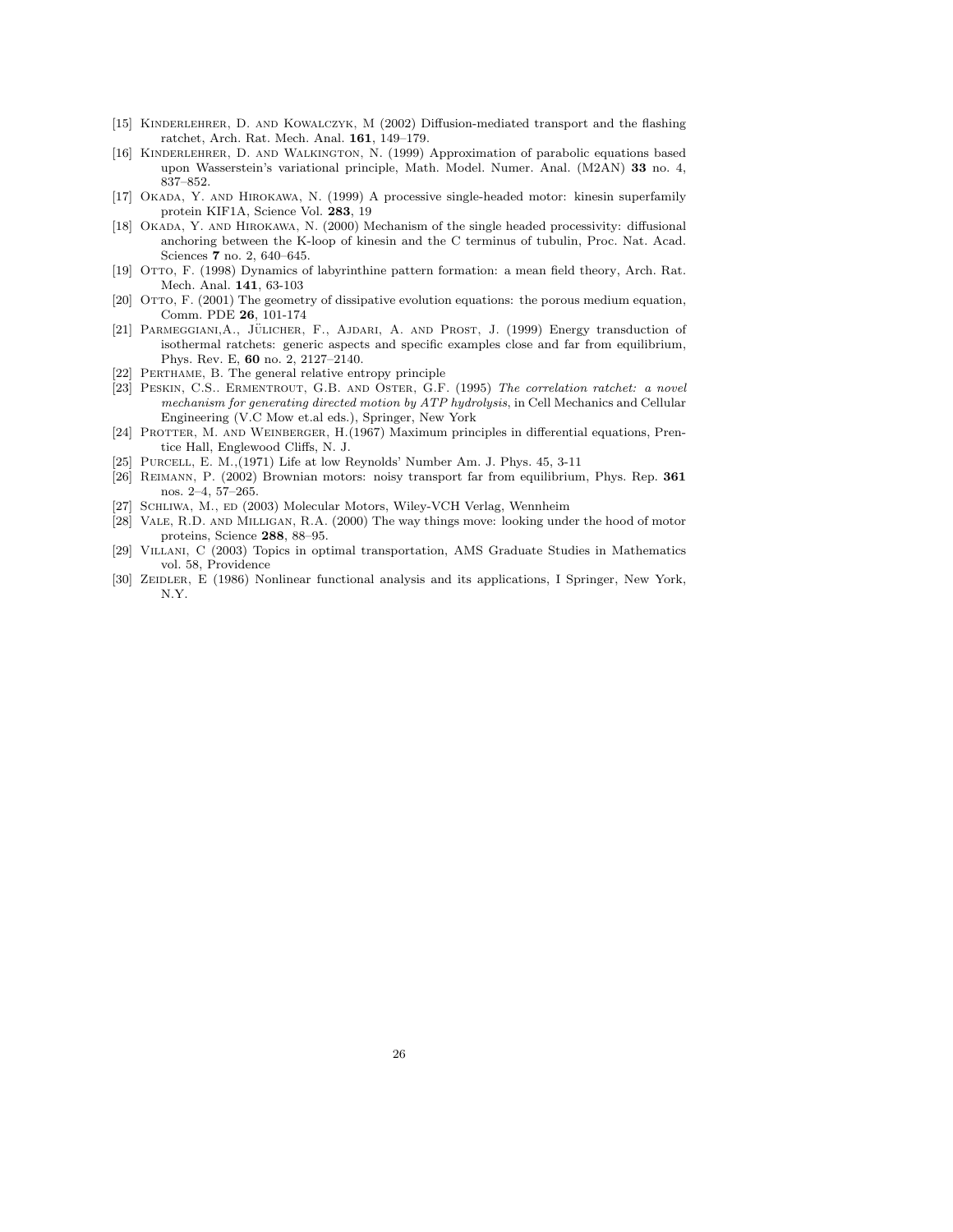[15] Kinderlehrer, D. and Kowalczyk, M (2002) Diffusion-mediated transport and the flashing ratchet, Arch. Rat. Mech. Anal. **161**, 149–179.

[16] Kinderlehrer, D. and Walkington, N. (1999) Approximation of parabolic equations based upon Wasserstein's variational principle, Math. Model. Numer. Anal. (M2AN) **33** no. 4, 837–852.

[17] Okada, Y. and Hirokawa, N. (1999) A processive single-headed motor: kinesin superfamily protein KIF1A, Science Vol. **283**, 19

[18] Okada, Y. and Hirokawa, N. (2000) Mechanism of the single headed processivity: diffusional anchoring between the K-loop of kinesin and the C terminus of tubulin, Proc. Nat. Acad. Sciences **7** no. 2, 640–645.

[19] Otto, F. (1998) Dynamics of labyrinthine pattern formation: a mean field theory, Arch. Rat. Mech. Anal. **141**, 63-103

[20] Otto, F. (2001) The geometry of dissipative evolution equations: the porous medium equation, Comm. PDE **26**, 101-174

[21] Parmeggiani,A., Jülicher, F., Ajdari, A. and Prost, J. (1999) Energy transduction of isothermal ratchets: generic aspects and specific examples close and far from equilibrium, Phys. Rev. E, **60** no. 2, 2127–2140.

[22] Perthame, B. The general relative entropy principle

[23] Peskin, C.S.. Ermentrout, G.B. and Oster, G.F. (1995) *The correlation ratchet: a novel mechanism for generating directed motion by ATP hydrolysis*, in Cell Mechanics and Cellular Engineering (V.C Mow et.al eds.), Springer, New York

[24] Protter, M. and Weinberger, H.(1967) Maximum principles in differential equations, Prentice Hall, Englewood Cliffs, N. J.

[25] Purcell, E. M.,(1971) Life at low Reynolds' Number Am. J. Phys. 45, 3-11

[26] Reimann, P. (2002) Brownian motors: noisy transport far from equilibrium, Phys. Rep. **361** nos. 2–4, 57–265.

[27] Schliwa, M., ed (2003) Molecular Motors, Wiley-VCH Verlag, Wennheim

[28] Vale, R.D. and Milligan, R.A. (2000) The way things move: looking under the hood of motor proteins, Science **288**, 88–95.

[29] Villani, C (2003) Topics in optimal transportation, AMS Graduate Studies in Mathematics vol. 58, Providence

[30] Zeidler, E (1986) Nonlinear functional analysis and its applications, I Springer, New York, N.Y.